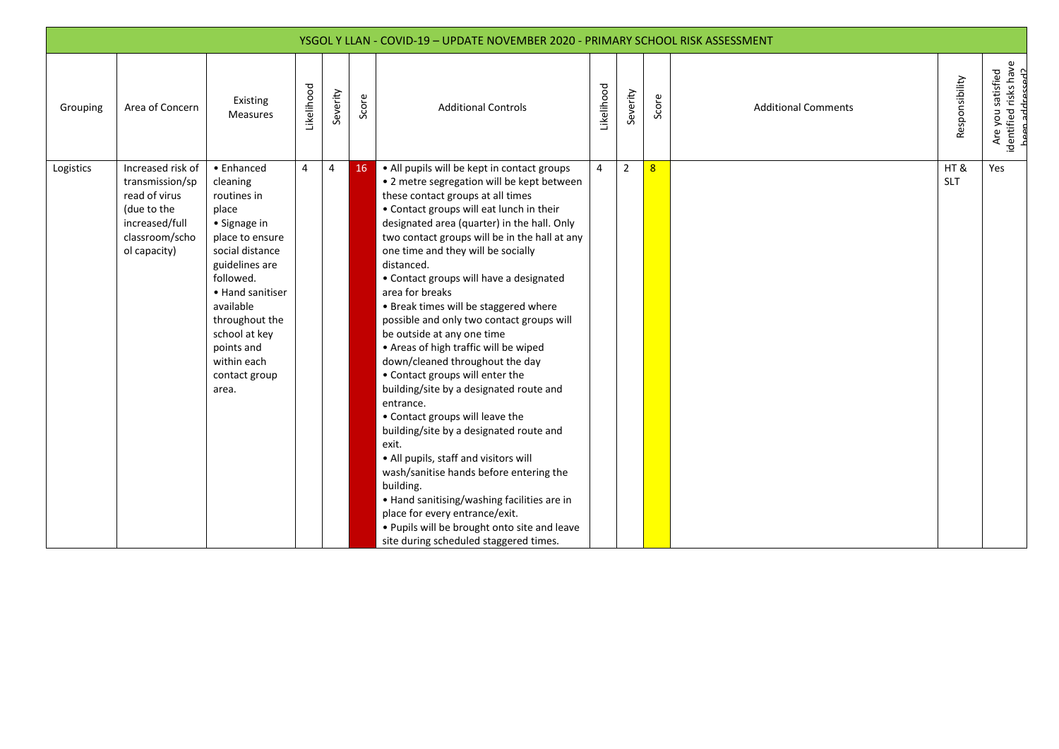| YSGOL Y LLAN - COVID-19 – UPDATE NOVEMBER 2020 - PRIMARY SCHOOL RISK ASSESSMENT | | | | | | | | | | | | |
|---|---|---|---|---|---|---|---|---|---|---|---|---|
| Grouping | Area of Concern | Existing Measures | Likelihood | Severity | Score | Additional Controls | Likelihood | Severity | Score | Additional Comments | Responsibility | Are you satisfied identified risks have been addressed? |
| Logistics | Increased risk of transmission/spread of virus (due to the increased/full classroom/school capacity) | • Enhanced cleaning routines in place<br>• Signage in place to ensure social distance guidelines are followed.<br>• Hand sanitiser available throughout the school at key points and within each contact group area. | 4 | 4 | 16 | • All pupils will be kept in contact groups<br>• 2 metre segregation will be kept between these contact groups at all times<br>• Contact groups will eat lunch in their designated area (quarter) in the hall. Only two contact groups will be in the hall at any one time and they will be socially distanced.<br>• Contact groups will have a designated area for breaks<br>• Break times will be staggered where possible and only two contact groups will be outside at any one time<br>• Areas of high traffic will be wiped down/cleaned throughout the day<br>• Contact groups will enter the building/site by a designated route and entrance.<br>• Contact groups will leave the building/site by a designated route and exit.<br>• All pupils, staff and visitors will wash/sanitise hands before entering the building.<br>• Hand sanitising/washing facilities are in place for every entrance/exit.<br>• Pupils will be brought onto site and leave site during scheduled staggered times. | 4 | 2 | 8 | | HT & SLT | Yes |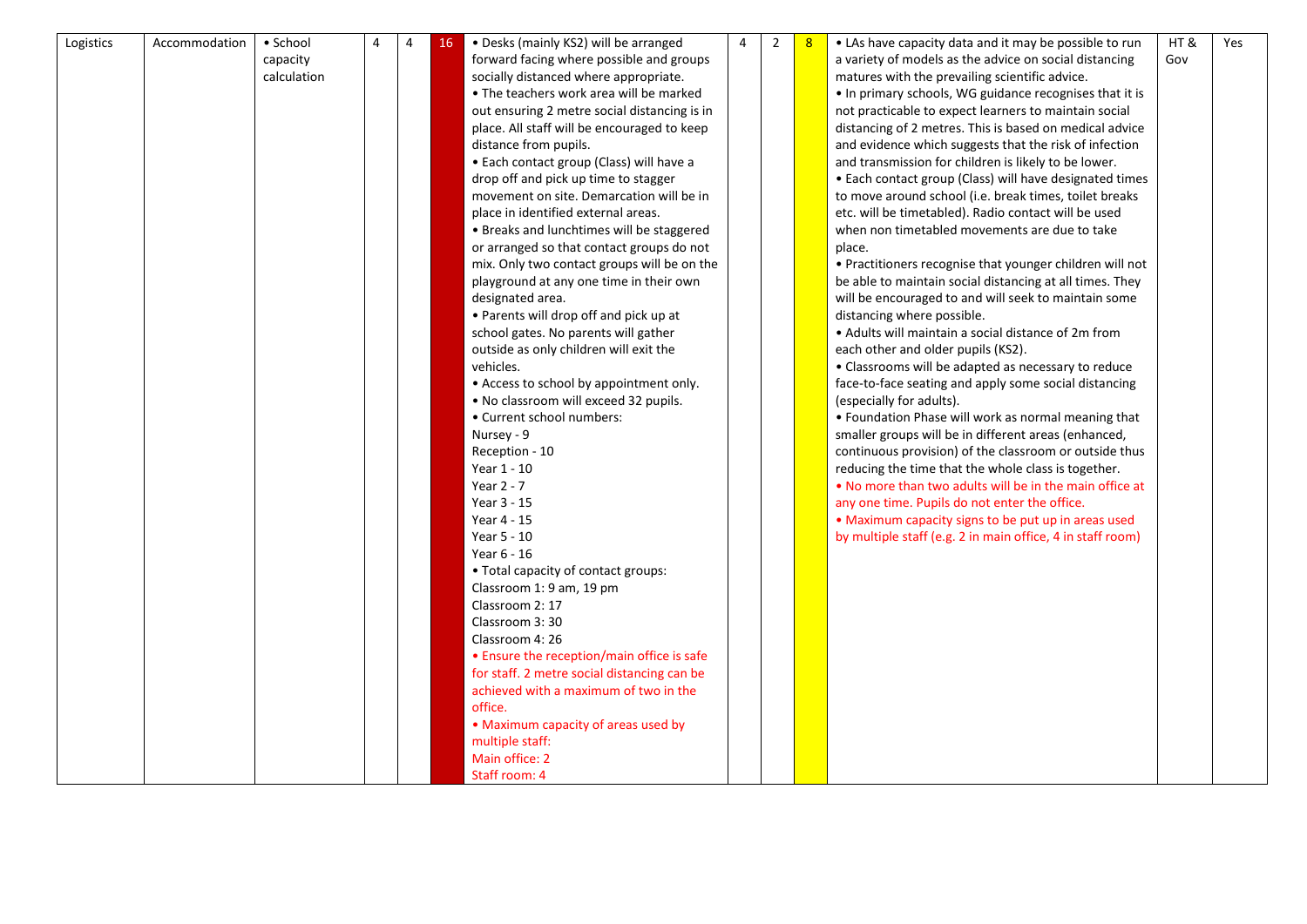| Logistics | Accommodation | • School capacity calculation | 4 | 4 | 16 | • Desks (mainly KS2) will be arranged forward facing where possible and groups socially distanced where appropriate.<br>• The teachers work area will be marked out ensuring 2 metre social distancing is in place. All staff will be encouraged to keep distance from pupils.<br>• Each contact group (Class) will have a drop off and pick up time to stagger movement on site. Demarcation will be in place in identified external areas.<br>• Breaks and lunchtimes will be staggered or arranged so that contact groups do not mix. Only two contact groups will be on the playground at any one time in their own designated area.<br>• Parents will drop off and pick up at school gates. No parents will gather outside as only children will exit the vehicles.<br>• Access to school by appointment only.<br>• No classroom will exceed 32 pupils.<br>• Current school numbers:<br>Nursey - 9<br>Reception - 10<br>Year 1 - 10<br>Year 2 - 7<br>Year 3 - 15<br>Year 4 - 15<br>Year 5 - 10<br>Year 6 - 16<br>• Total capacity of contact groups:<br>Classroom 1: 9 am, 19 pm<br>Classroom 2: 17<br>Classroom 3: 30<br>Classroom 4: 26<br>• Ensure the reception/main office is safe for staff. 2 metre social distancing can be achieved with a maximum of two in the office.<br>• Maximum capacity of areas used by multiple staff:<br>Main office: 2<br>Staff room: 4 | 4 | 2 | 8 | • LAs have capacity data and it may be possible to run a variety of models as the advice on social distancing matures with the prevailing scientific advice.<br>• In primary schools, WG guidance recognises that it is not practicable to expect learners to maintain social distancing of 2 metres. This is based on medical advice and evidence which suggests that the risk of infection and transmission for children is likely to be lower.<br>• Each contact group (Class) will have designated times to move around school (i.e. break times, toilet breaks etc. will be timetabled). Radio contact will be used when non timetabled movements are due to take place.<br>• Practitioners recognise that younger children will not be able to maintain social distancing at all times. They will be encouraged to and will seek to maintain some distancing where possible.<br>• Adults will maintain a social distance of 2m from each other and older pupils (KS2).<br>• Classrooms will be adapted as necessary to reduce face-to-face seating and apply some social distancing (especially for adults).<br>• Foundation Phase will work as normal meaning that smaller groups will be in different areas (enhanced, continuous provision) of the classroom or outside thus reducing the time that the whole class is together.<br>• No more than two adults will be in the main office at any one time. Pupils do not enter the office.<br>• Maximum capacity signs to be put up in areas used by multiple staff (e.g. 2 in main office, 4 in staff room) | HT & Gov | Yes |
|---|---|---|---|---|---|---|---|---|---|---|---|---|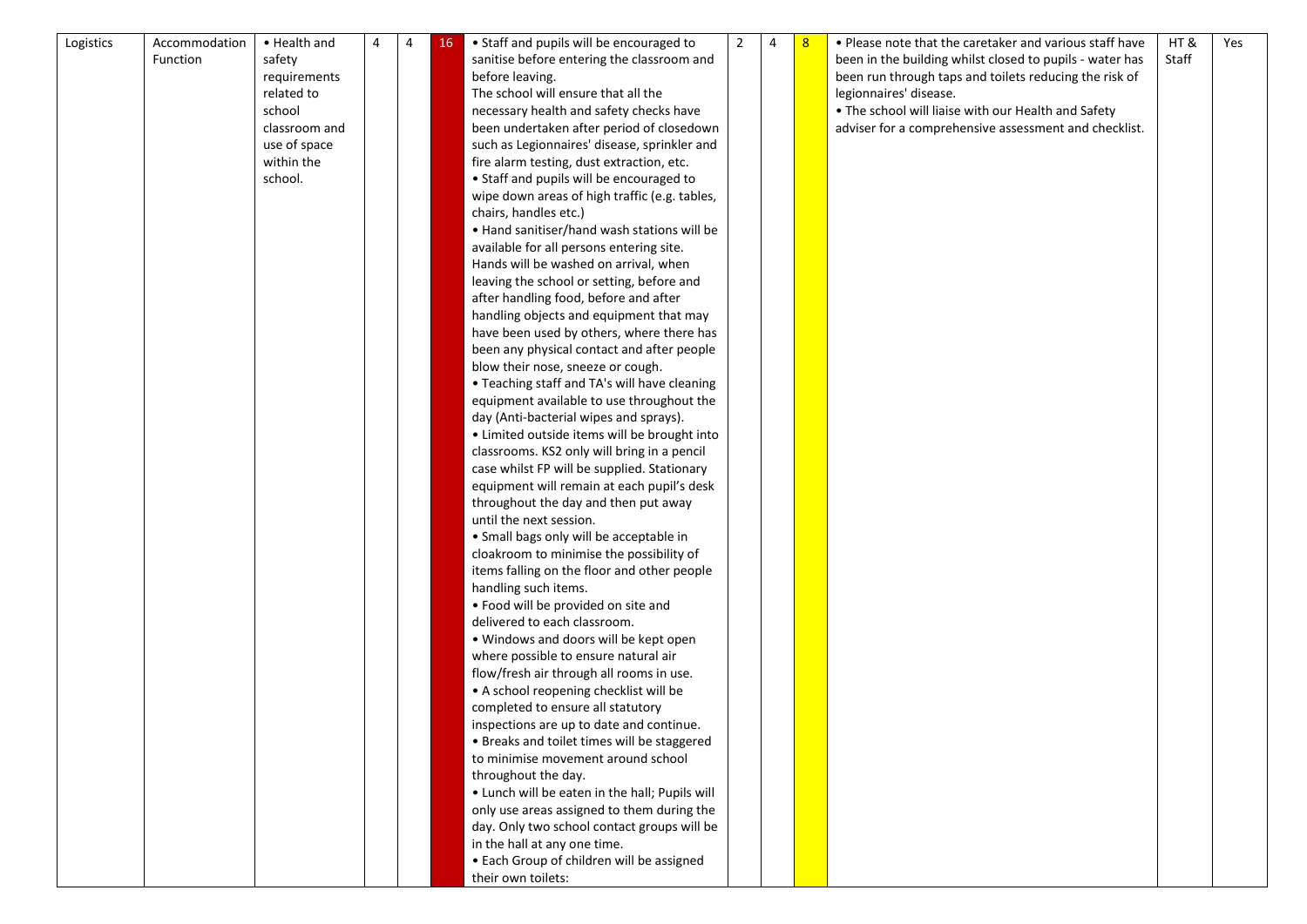| Logistics | Accommodation Function | • Health and safety requirements related to school classroom and use of space within the school. | 4 | 4 | 16 | • Staff and pupils will be encouraged to sanitise before entering the classroom and before leaving.<br>The school will ensure that all the necessary health and safety checks have been undertaken after period of closedown such as Legionnaires' disease, sprinkler and fire alarm testing, dust extraction, etc.<br>• Staff and pupils will be encouraged to wipe down areas of high traffic (e.g. tables, chairs, handles etc.)<br>• Hand sanitiser/hand wash stations will be available for all persons entering site. Hands will be washed on arrival, when leaving the school or setting, before and after handling food, before and after handling objects and equipment that may have been used by others, where there has been any physical contact and after people blow their nose, sneeze or cough.<br>• Teaching staff and TA's will have cleaning equipment available to use throughout the day (Anti-bacterial wipes and sprays).<br>• Limited outside items will be brought into classrooms. KS2 only will bring in a pencil case whilst FP will be supplied. Stationary equipment will remain at each pupil's desk throughout the day and then put away until the next session.<br>• Small bags only will be acceptable in cloakroom to minimise the possibility of items falling on the floor and other people handling such items.<br>• Food will be provided on site and delivered to each classroom.<br>• Windows and doors will be kept open where possible to ensure natural air flow/fresh air through all rooms in use.<br>• A school reopening checklist will be completed to ensure all statutory inspections are up to date and continue.<br>• Breaks and toilet times will be staggered to minimise movement around school throughout the day.<br>• Lunch will be eaten in the hall; Pupils will only use areas assigned to them during the day. Only two school contact groups will be in the hall at any one time.<br>• Each Group of children will be assigned their own toilets: | 2 | 4 | 8 | • Please note that the caretaker and various staff have been in the building whilst closed to pupils - water has been run through taps and toilets reducing the risk of legionnaires' disease.<br>• The school will liaise with our Health and Safety adviser for a comprehensive assessment and checklist. | HT & Staff | Yes |
|---|---|---|---|---|---|---|---|---|---|---|---|---|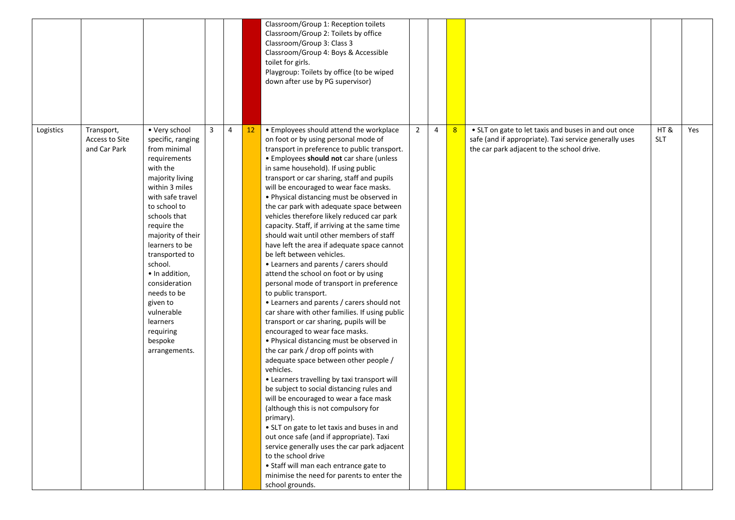|  |  |  |  |  |  |  |  |  |  |  |  |  |
|---|---|---|---|---|---|---|---|---|---|---|---|---|
|  |  |  |  |  |  | Classroom/Group 1: Reception toilets<br>Classroom/Group 2: Toilets by office<br>Classroom/Group 3: Class 3<br>Classroom/Group 4: Boys & Accessible toilet for girls.<br>Playgroup: Toilets by office (to be wiped down after use by PG supervisor) |  |  |  |  |  |  |
| Logistics | Transport, Access to Site and Car Park | • Very school specific, ranging from minimal requirements with the majority living within 3 miles with safe travel to school to schools that require the majority of their learners to be transported to school.<br>• In addition, consideration needs to be given to vulnerable learners requiring bespoke arrangements. | 3 | 4 | 12 | • Employees should attend the workplace on foot or by using personal mode of transport in preference to public transport.<br>• Employees **should not** car share (unless in same household). If using public transport or car sharing, staff and pupils will be encouraged to wear face masks.<br>• Physical distancing must be observed in the car park with adequate space between vehicles therefore likely reduced car park capacity. Staff, if arriving at the same time should wait until other members of staff have left the area if adequate space cannot be left between vehicles.<br>• Learners and parents / carers should attend the school on foot or by using personal mode of transport in preference to public transport.<br>• Learners and parents / carers should not car share with other families. If using public transport or car sharing, pupils will be encouraged to wear face masks.<br>• Physical distancing must be observed in the car park / drop off points with adequate space between other people / vehicles.<br>• Learners travelling by taxi transport will be subject to social distancing rules and will be encouraged to wear a face mask (although this is not compulsory for primary).<br>• SLT on gate to let taxis and buses in and out once safe (and if appropriate). Taxi service generally uses the car park adjacent to the school drive<br>• Staff will man each entrance gate to minimise the need for parents to enter the school grounds. | 2 | 4 | 8 | • SLT on gate to let taxis and buses in and out once safe (and if appropriate). Taxi service generally uses the car park adjacent to the school drive. | HT & SLT | Yes |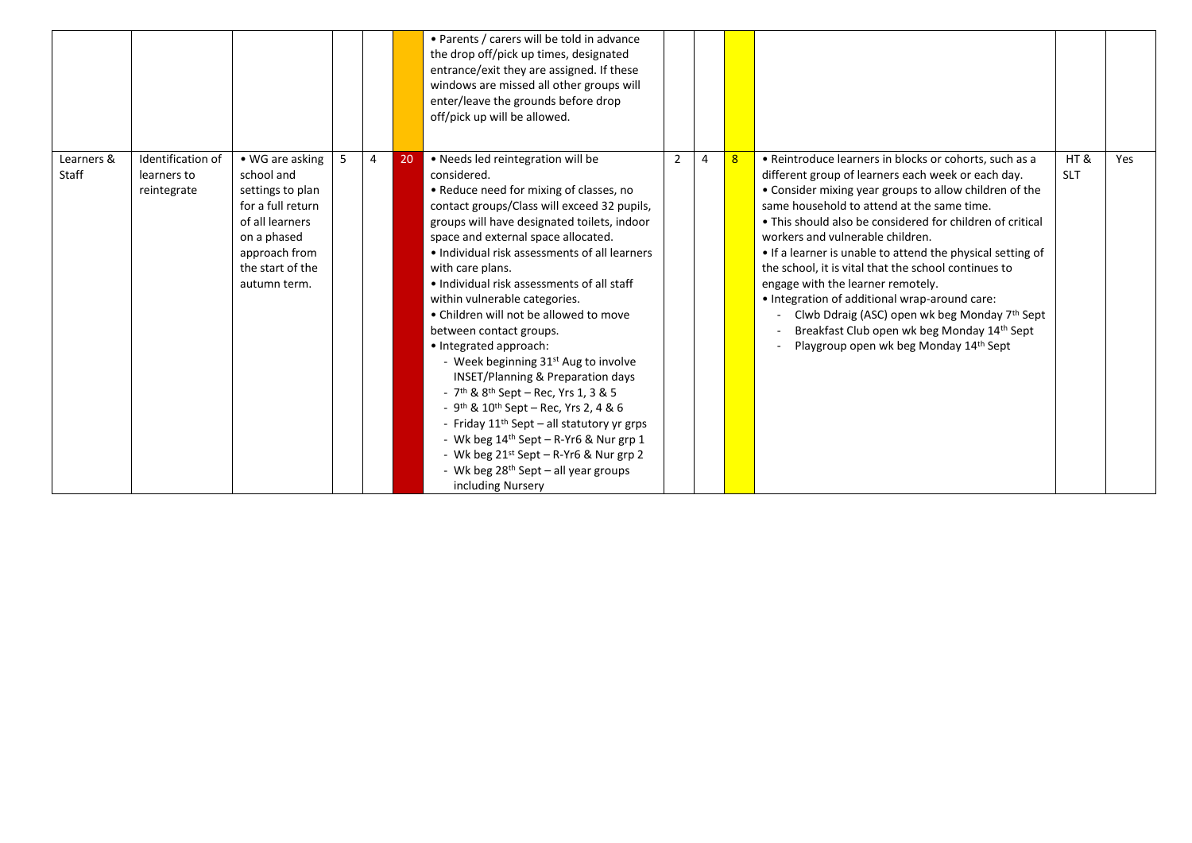| | | | | | | | | | | | | |
|---|---|---|---|---|---|---|---|---|---|---|---|---|
| | | | | | | • Parents / carers will be told in advance the drop off/pick up times, designated entrance/exit they are assigned. If these windows are missed all other groups will enter/leave the grounds before drop off/pick up will be allowed. | | | | | | |
| Learners & Staff | Identification of learners to reintegrate | • WG are asking school and settings to plan for a full return of all learners on a phased approach from the start of the autumn term. | 5 | 4 | 20 | • Needs led reintegration will be considered.<br>• Reduce need for mixing of classes, no contact groups/Class will exceed 32 pupils, groups will have designated toilets, indoor space and external space allocated.<br>• Individual risk assessments of all learners with care plans.<br>• Individual risk assessments of all staff within vulnerable categories.<br>• Children will not be allowed to move between contact groups.<br>• Integrated approach:<br>- Week beginning 31st Aug to involve INSET/Planning & Preparation days<br>- 7th & 8th Sept – Rec, Yrs 1, 3 & 5<br>- 9th & 10th Sept – Rec, Yrs 2, 4 & 6<br>- Friday 11th Sept – all statutory yr grps<br>- Wk beg 14th Sept – R-Yr6 & Nur grp 1<br>- Wk beg 21st Sept – R-Yr6 & Nur grp 2<br>- Wk beg 28th Sept – all year groups including Nursery | 2 | 4 | 8 | • Reintroduce learners in blocks or cohorts, such as a different group of learners each week or each day.<br>• Consider mixing year groups to allow children of the same household to attend at the same time.<br>• This should also be considered for children of critical workers and vulnerable children.<br>• If a learner is unable to attend the physical setting of the school, it is vital that the school continues to engage with the learner remotely.<br>• Integration of additional wrap-around care:<br>- Clwb Ddraig (ASC) open wk beg Monday 7th Sept<br>- Breakfast Club open wk beg Monday 14th Sept<br>- Playgroup open wk beg Monday 14th Sept | HT & SLT | Yes |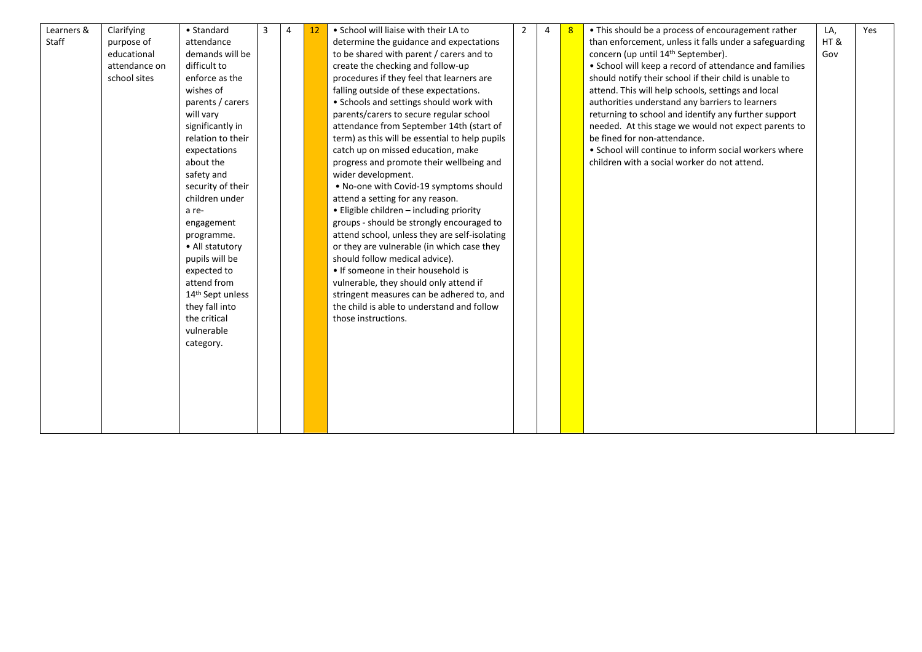| Learners & Staff | Clarifying purpose of educational attendance on school sites | • Standard attendance demands will be difficult to enforce as the wishes of parents / carers will vary significantly in relation to their expectations about the safety and security of their children under a re-engagement programme. • All statutory pupils will be expected to attend from 14th Sept unless they fall into the critical vulnerable category. | 3 | 4 | 12 | • School will liaise with their LA to determine the guidance and expectations to be shared with parent / carers and to create the checking and follow-up procedures if they feel that learners are falling outside of these expectations. • Schools and settings should work with parents/carers to secure regular school attendance from September 14th (start of term) as this will be essential to help pupils catch up on missed education, make progress and promote their wellbeing and wider development. • No-one with Covid-19 symptoms should attend a setting for any reason. • Eligible children – including priority groups - should be strongly encouraged to attend school, unless they are self-isolating or they are vulnerable (in which case they should follow medical advice). • If someone in their household is vulnerable, they should only attend if stringent measures can be adhered to, and the child is able to understand and follow those instructions. | 2 | 4 | 8 | • This should be a process of encouragement rather than enforcement, unless it falls under a safeguarding concern (up until 14th September). • School will keep a record of attendance and families should notify their school if their child is unable to attend. This will help schools, settings and local authorities understand any barriers to learners returning to school and identify any further support needed. At this stage we would not expect parents to be fined for non-attendance. • School will continue to inform social workers where children with a social worker do not attend. | LA, HT & Gov | Yes |
|---|---|---|---|---|---|---|---|---|---|---|---|---|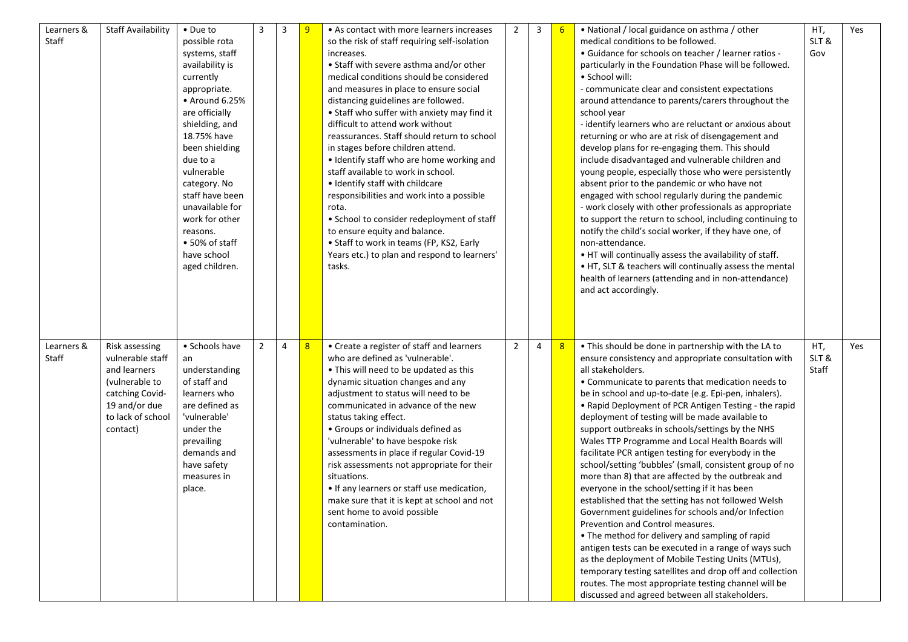| Learners & Staff | Staff Availability | • Due to possible rota systems, staff availability is currently appropriate.<br>• Around 6.25% are officially shielding, and 18.75% have been shielding due to a vulnerable category. No staff have been unavailable for work for other reasons.<br>• 50% of staff have school aged children. | 3 | 3 | 9 | • As contact with more learners increases so the risk of staff requiring self-isolation increases.<br>• Staff with severe asthma and/or other medical conditions should be considered and measures in place to ensure social distancing guidelines are followed.<br>• Staff who suffer with anxiety may find it difficult to attend work without reassurances. Staff should return to school in stages before children attend.<br>• Identify staff who are home working and staff available to work in school.<br>• Identify staff with childcare responsibilities and work into a possible rota.<br>• School to consider redeployment of staff to ensure equity and balance.<br>• Staff to work in teams (FP, KS2, Early Years etc.) to plan and respond to learners' tasks. | 2 | 3 | 6 | • National / local guidance on asthma / other medical conditions to be followed.<br>• Guidance for schools on teacher / learner ratios - particularly in the Foundation Phase will be followed.<br>• School will:<br>- communicate clear and consistent expectations around attendance to parents/carers throughout the school year<br>- identify learners who are reluctant or anxious about returning or who are at risk of disengagement and develop plans for re-engaging them. This should include disadvantaged and vulnerable children and young people, especially those who were persistently absent prior to the pandemic or who have not engaged with school regularly during the pandemic<br>- work closely with other professionals as appropriate to support the return to school, including continuing to notify the child's social worker, if they have one, of non-attendance.<br>• HT will continually assess the availability of staff.<br>• HT, SLT & teachers will continually assess the mental health of learners (attending and in non-attendance) and act accordingly. | HT, SLT & Gov | Yes |
|---|---|---|---|---|---|---|---|---|---|---|---|---|
| Learners & Staff | Risk assessing vulnerable staff and learners (vulnerable to catching Covid-19 and/or due to lack of school contact) | • Schools have an understanding of staff and learners who are defined as 'vulnerable' under the prevailing demands and have safety measures in place. | 2 | 4 | 8 | • Create a register of staff and learners who are defined as 'vulnerable'.<br>• This will need to be updated as this dynamic situation changes and any adjustment to status will need to be communicated in advance of the new status taking effect.<br>• Groups or individuals defined as 'vulnerable' to have bespoke risk assessments in place if regular Covid-19 risk assessments not appropriate for their situations.<br>• If any learners or staff use medication, make sure that it is kept at school and not sent home to avoid possible contamination. | 2 | 4 | 8 | • This should be done in partnership with the LA to ensure consistency and appropriate consultation with all stakeholders.<br>• Communicate to parents that medication needs to be in school and up-to-date (e.g. Epi-pen, inhalers).<br>• Rapid Deployment of PCR Antigen Testing - the rapid deployment of testing will be made available to support outbreaks in schools/settings by the NHS Wales TTP Programme and Local Health Boards will facilitate PCR antigen testing for everybody in the school/setting 'bubbles' (small, consistent group of no more than 8) that are affected by the outbreak and everyone in the school/setting if it has been established that the setting has not followed Welsh Government guidelines for schools and/or Infection Prevention and Control measures.<br>• The method for delivery and sampling of rapid antigen tests can be executed in a range of ways such as the deployment of Mobile Testing Units (MTUs), temporary testing satellites and drop off and collection routes. The most appropriate testing channel will be discussed and agreed between all stakeholders. | HT, SLT & Staff | Yes |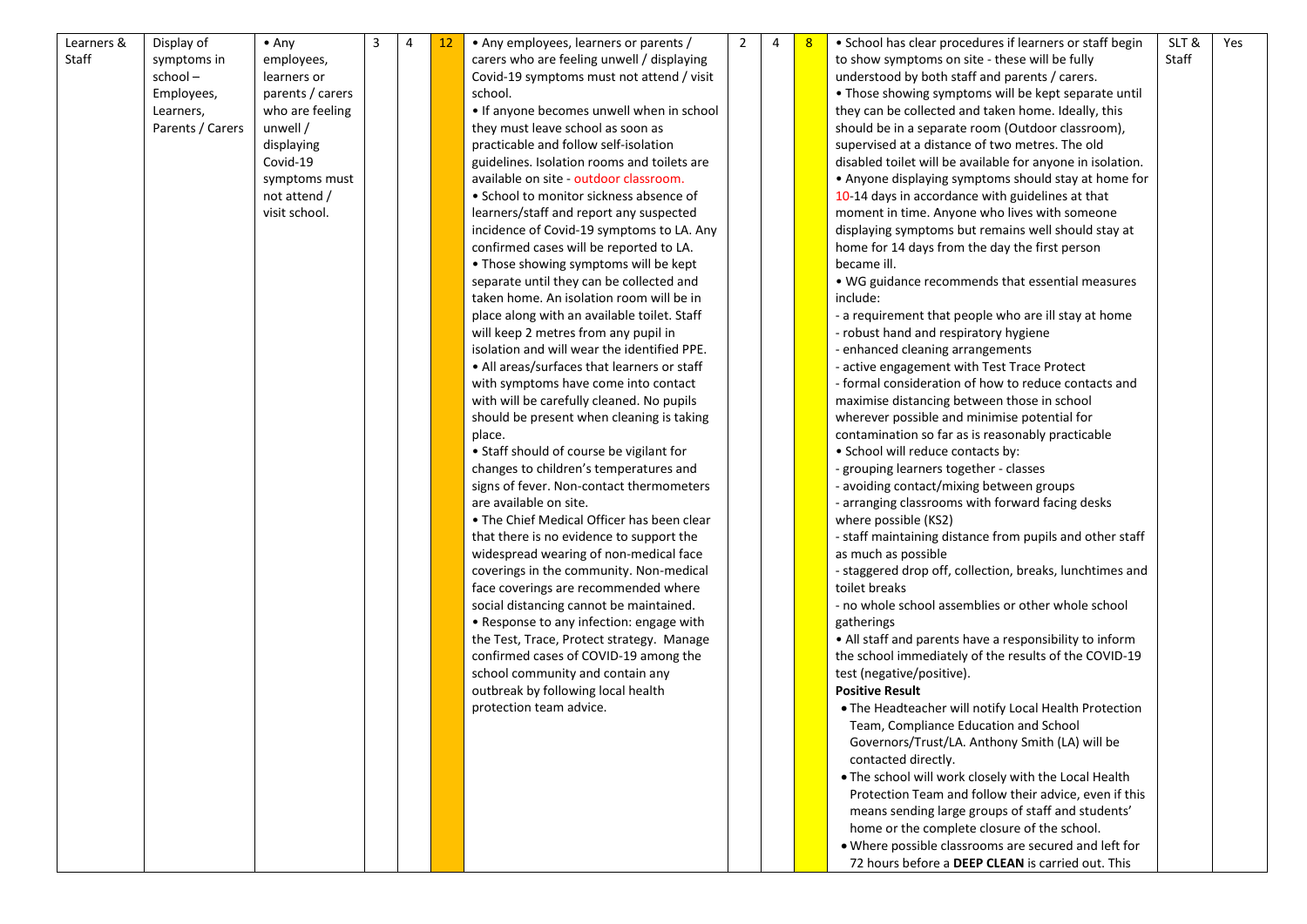| Learners & Staff | Display of symptoms in school – Employees, Learners, Parents / Carers | • Any employees, learners or parents / carers who are feeling unwell / displaying Covid-19 symptoms must not attend / visit school. | 3 | 4 | 12 | • Any employees, learners or parents / carers who are feeling unwell / displaying Covid-19 symptoms must not attend / visit school.<br>• If anyone becomes unwell when in school they must leave school as soon as practicable and follow self-isolation guidelines. Isolation rooms and toilets are available on site - outdoor classroom.<br>• School to monitor sickness absence of learners/staff and report any suspected incidence of Covid-19 symptoms to LA. Any confirmed cases will be reported to LA.<br>• Those showing symptoms will be kept separate until they can be collected and taken home. An isolation room will be in place along with an available toilet. Staff will keep 2 metres from any pupil in isolation and will wear the identified PPE.<br>• All areas/surfaces that learners or staff with symptoms have come into contact with will be carefully cleaned. No pupils should be present when cleaning is taking place.<br>• Staff should of course be vigilant for changes to children's temperatures and signs of fever. Non-contact thermometers are available on site.<br>• The Chief Medical Officer has been clear that there is no evidence to support the widespread wearing of non-medical face coverings in the community. Non-medical face coverings are recommended where social distancing cannot be maintained.<br>• Response to any infection: engage with the Test, Trace, Protect strategy. Manage confirmed cases of COVID-19 among the school community and contain any outbreak by following local health protection team advice. | 2 | 4 | 8 | • School has clear procedures if learners or staff begin to show symptoms on site - these will be fully understood by both staff and parents / carers.<br>• Those showing symptoms will be kept separate until they can be collected and taken home. Ideally, this should be in a separate room (Outdoor classroom), supervised at a distance of two metres. The old disabled toilet will be available for anyone in isolation.<br>• Anyone displaying symptoms should stay at home for 10-14 days in accordance with guidelines at that moment in time. Anyone who lives with someone displaying symptoms but remains well should stay at home for 14 days from the day the first person became ill.<br>• WG guidance recommends that essential measures include:<br>- a requirement that people who are ill stay at home<br>- robust hand and respiratory hygiene<br>- enhanced cleaning arrangements<br>- active engagement with Test Trace Protect<br>- formal consideration of how to reduce contacts and maximise distancing between those in school wherever possible and minimise potential for contamination so far as is reasonably practicable<br>• School will reduce contacts by:<br>- grouping learners together - classes<br>- avoiding contact/mixing between groups<br>- arranging classrooms with forward facing desks where possible (KS2)<br>- staff maintaining distance from pupils and other staff as much as possible<br>- staggered drop off, collection, breaks, lunchtimes and toilet breaks<br>- no whole school assemblies or other whole school gatherings<br>• All staff and parents have a responsibility to inform the school immediately of the results of the COVID-19 test (negative/positive).<br>**Positive Result**<br>• The Headteacher will notify Local Health Protection Team, Compliance Education and School Governors/Trust/LA. Anthony Smith (LA) will be contacted directly.<br>• The school will work closely with the Local Health Protection Team and follow their advice, even if this means sending large groups of staff and students' home or the complete closure of the school.<br>• Where possible classrooms are secured and left for 72 hours before a **DEEP CLEAN** is carried out. This | SLT & Staff | Yes |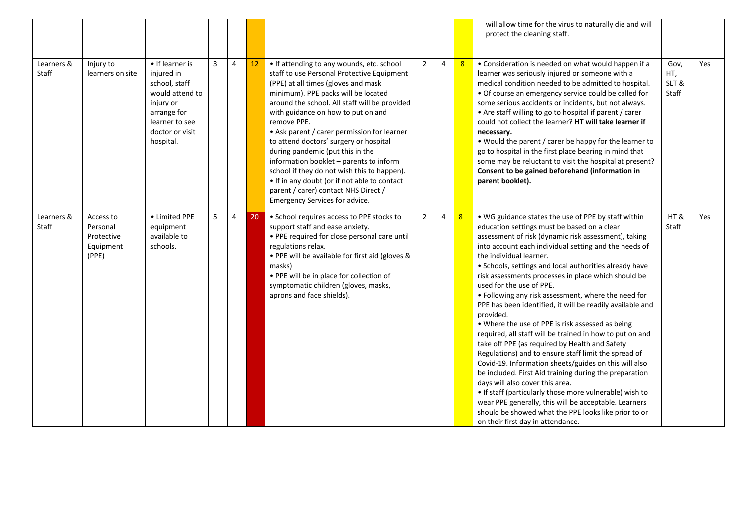| | | | | | | | | | | | | |
|---|---|---|---|---|---|---|---|---|---|---|---|---|
| | | | | | | | | | | will allow time for the virus to naturally die and will protect the cleaning staff. | | |
| Learners & Staff | Injury to learners on site | • If learner is injured in school, staff would attend to injury or arrange for learner to see doctor or visit hospital. | 3 | 4 | 12 | • If attending to any wounds, etc. school staff to use Personal Protective Equipment (PPE) at all times (gloves and mask minimum). PPE packs will be located around the school. All staff will be provided with guidance on how to put on and remove PPE.<br>• Ask parent / carer permission for learner to attend doctors' surgery or hospital during pandemic (put this in the information booklet – parents to inform school if they do not wish this to happen).<br>• If in any doubt (or if not able to contact parent / carer) contact NHS Direct / Emergency Services for advice. | 2 | 4 | 8 | • Consideration is needed on what would happen if a learner was seriously injured or someone with a medical condition needed to be admitted to hospital.<br>• Of course an emergency service could be called for some serious accidents or incidents, but not always.<br>• Are staff willing to go to hospital if parent / carer could not collect the learner? **HT will take learner if necessary.**<br>• Would the parent / carer be happy for the learner to go to hospital in the first place bearing in mind that some may be reluctant to visit the hospital at present? **Consent to be gained beforehand (information in parent booklet).** | Gov, HT, SLT & Staff | Yes |
| Learners & Staff | Access to Personal Protective Equipment (PPE) | • Limited PPE equipment available to schools. | 5 | 4 | 20 | • School requires access to PPE stocks to support staff and ease anxiety.<br>• PPE required for close personal care until regulations relax.<br>• PPE will be available for first aid (gloves & masks)<br>• PPE will be in place for collection of symptomatic children (gloves, masks, aprons and face shields). | 2 | 4 | 8 | • WG guidance states the use of PPE by staff within education settings must be based on a clear assessment of risk (dynamic risk assessment), taking into account each individual setting and the needs of the individual learner.<br>• Schools, settings and local authorities already have risk assessments processes in place which should be used for the use of PPE.<br>• Following any risk assessment, where the need for PPE has been identified, it will be readily available and provided.<br>• Where the use of PPE is risk assessed as being required, all staff will be trained in how to put on and take off PPE (as required by Health and Safety Regulations) and to ensure staff limit the spread of Covid-19. Information sheets/guides on this will also be included. First Aid training during the preparation days will also cover this area.<br>• If staff (particularly those more vulnerable) wish to wear PPE generally, this will be acceptable. Learners should be showed what the PPE looks like prior to or on their first day in attendance. | HT & Staff | Yes |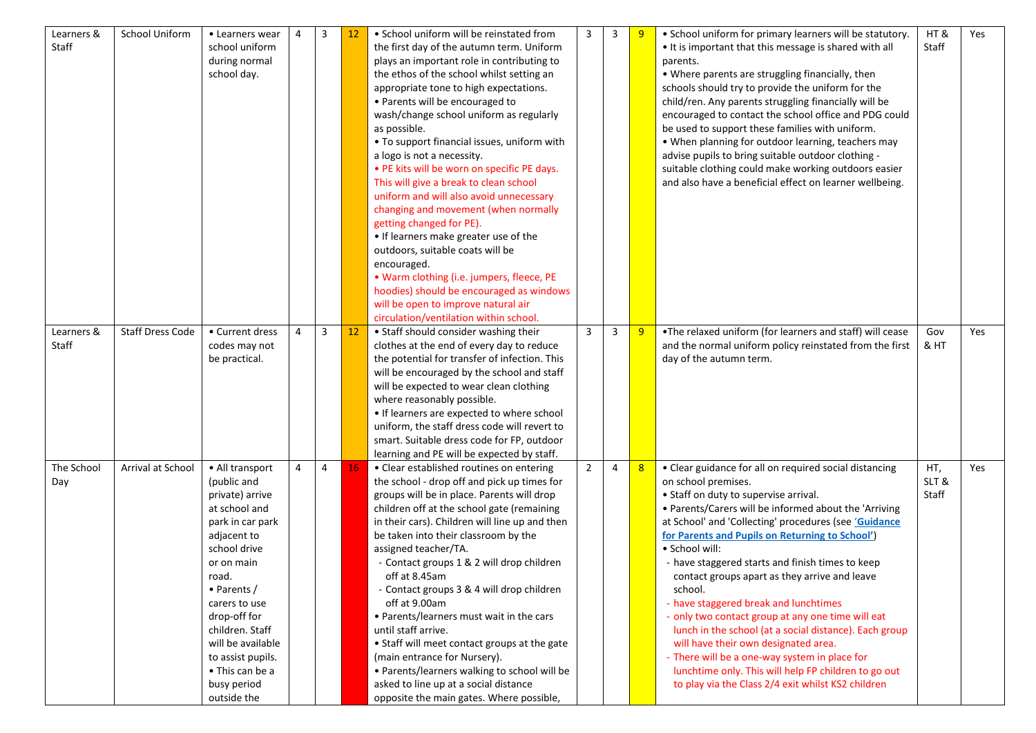| Learners & Staff | School Uniform | • Learners wear school uniform during normal school day. | 4 | 3 | 12 | • School uniform will be reinstated from the first day of the autumn term. Uniform plays an important role in contributing to the ethos of the school whilst setting an appropriate tone to high expectations.<br>• Parents will be encouraged to wash/change school uniform as regularly as possible.<br>• To support financial issues, uniform with a logo is not a necessity.<br>• PE kits will be worn on specific PE days. This will give a break to clean school uniform and will also avoid unnecessary changing and movement (when normally getting changed for PE).<br>• If learners make greater use of the outdoors, suitable coats will be encouraged.<br>• Warm clothing (i.e. jumpers, fleece, PE hoodies) should be encouraged as windows will be open to improve natural air circulation/ventilation within school. | 3 | 3 | 9 | • School uniform for primary learners will be statutory.<br>• It is important that this message is shared with all parents.<br>• Where parents are struggling financially, then schools should try to provide the uniform for the child/ren. Any parents struggling financially will be encouraged to contact the school office and PDG could be used to support these families with uniform.<br>• When planning for outdoor learning, teachers may advise pupils to bring suitable outdoor clothing - suitable clothing could make working outdoors easier and also have a beneficial effect on learner wellbeing. | HT & Staff | Yes |
|---|---|---|---|---|---|---|---|---|---|---|---|---|
| Learners & Staff | Staff Dress Code | • Current dress codes may not be practical. | 4 | 3 | 12 | • Staff should consider washing their clothes at the end of every day to reduce the potential for transfer of infection. This will be encouraged by the school and staff will be expected to wear clean clothing where reasonably possible.<br>• If learners are expected to where school uniform, the staff dress code will revert to smart. Suitable dress code for FP, outdoor learning and PE will be expected by staff. | 3 | 3 | 9 | •The relaxed uniform (for learners and staff) will cease and the normal uniform policy reinstated from the first day of the autumn term. | Gov & HT | Yes |
| The School Day | Arrival at School | • All transport (public and private) arrive at school and park in car park adjacent to school drive or on main road.<br>• Parents / carers to use drop-off for children. Staff will be available to assist pupils.<br>• This can be a busy period outside the | 4 | 4 | 16 | • Clear established routines on entering the school - drop off and pick up times for groups will be in place. Parents will drop children off at the school gate (remaining in their cars). Children will line up and then be taken into their classroom by the assigned teacher/TA.<br>- Contact groups 1 & 2 will drop children off at 8.45am<br>- Contact groups 3 & 4 will drop children off at 9.00am<br>• Parents/learners must wait in the cars until staff arrive.<br>• Staff will meet contact groups at the gate (main entrance for Nursery).<br>• Parents/learners walking to school will be asked to line up at a social distance opposite the main gates. Where possible, | 2 | 4 | 8 | • Clear guidance for all on required social distancing on school premises.<br>• Staff on duty to supervise arrival.<br>• Parents/Carers will be informed about the 'Arriving at School' and 'Collecting' procedures (see **'Guidance for Parents and Pupils on Returning to School'**)<br>• School will:<br>- have staggered starts and finish times to keep contact groups apart as they arrive and leave school.<br>- have staggered break and lunchtimes<br>- only two contact group at any one time will eat lunch in the school (at a social distance). Each group will have their own designated area.<br>- There will be a one-way system in place for lunchtime only. This will help FP children to go out to play via the Class 2/4 exit whilst KS2 children | HT, SLT & Staff | Yes |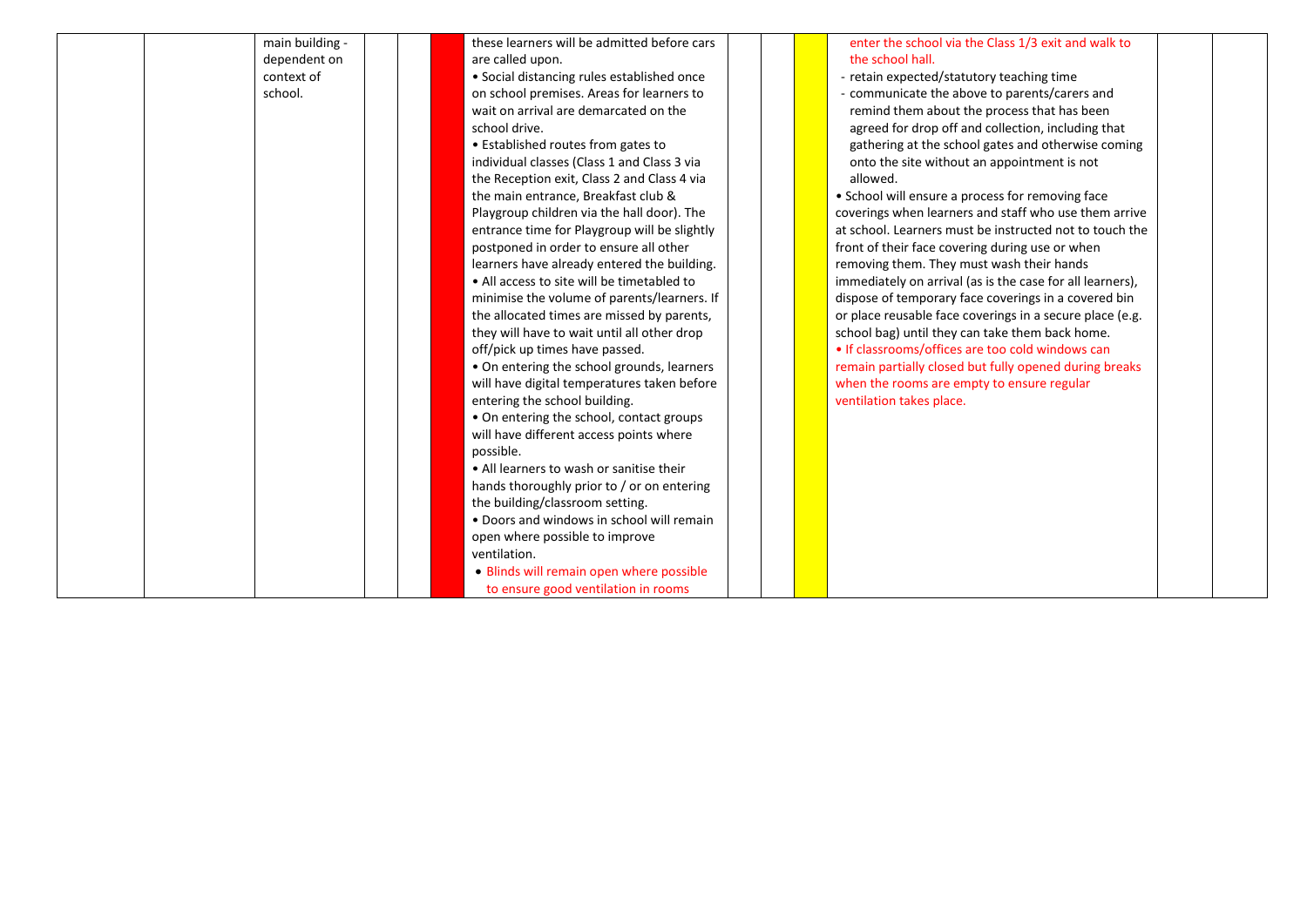| | | | | | | | | | | | |
|---|---|---|---|---|---|---|---|---|---|---|---|
| | | main building - dependent on context of school. | | | | these learners will be admitted before cars are called upon.<br>• Social distancing rules established once on school premises. Areas for learners to wait on arrival are demarcated on the school drive.<br>• Established routes from gates to individual classes (Class 1 and Class 3 via the Reception exit, Class 2 and Class 4 via the main entrance, Breakfast club & Playgroup children via the hall door). The entrance time for Playgroup will be slightly postponed in order to ensure all other learners have already entered the building.<br>• All access to site will be timetabled to minimise the volume of parents/learners. If the allocated times are missed by parents, they will have to wait until all other drop off/pick up times have passed.<br>• On entering the school grounds, learners will have digital temperatures taken before entering the school building.<br>• On entering the school, contact groups will have different access points where possible.<br>• All learners to wash or sanitise their hands thoroughly prior to / or on entering the building/classroom setting.<br>• Doors and windows in school will remain open where possible to improve ventilation.<br>• Blinds will remain open where possible to ensure good ventilation in rooms | | | | enter the school via the Class 1/3 exit and walk to the school hall.<br>- retain expected/statutory teaching time<br>- communicate the above to parents/carers and remind them about the process that has been agreed for drop off and collection, including that gathering at the school gates and otherwise coming onto the site without an appointment is not allowed.<br>• School will ensure a process for removing face coverings when learners and staff who use them arrive at school. Learners must be instructed not to touch the front of their face covering during use or when removing them. They must wash their hands immediately on arrival (as is the case for all learners), dispose of temporary face coverings in a covered bin or place reusable face coverings in a secure place (e.g. school bag) until they can take them back home.<br>• If classrooms/offices are too cold windows can remain partially closed but fully opened during breaks when the rooms are empty to ensure regular ventilation takes place. | | |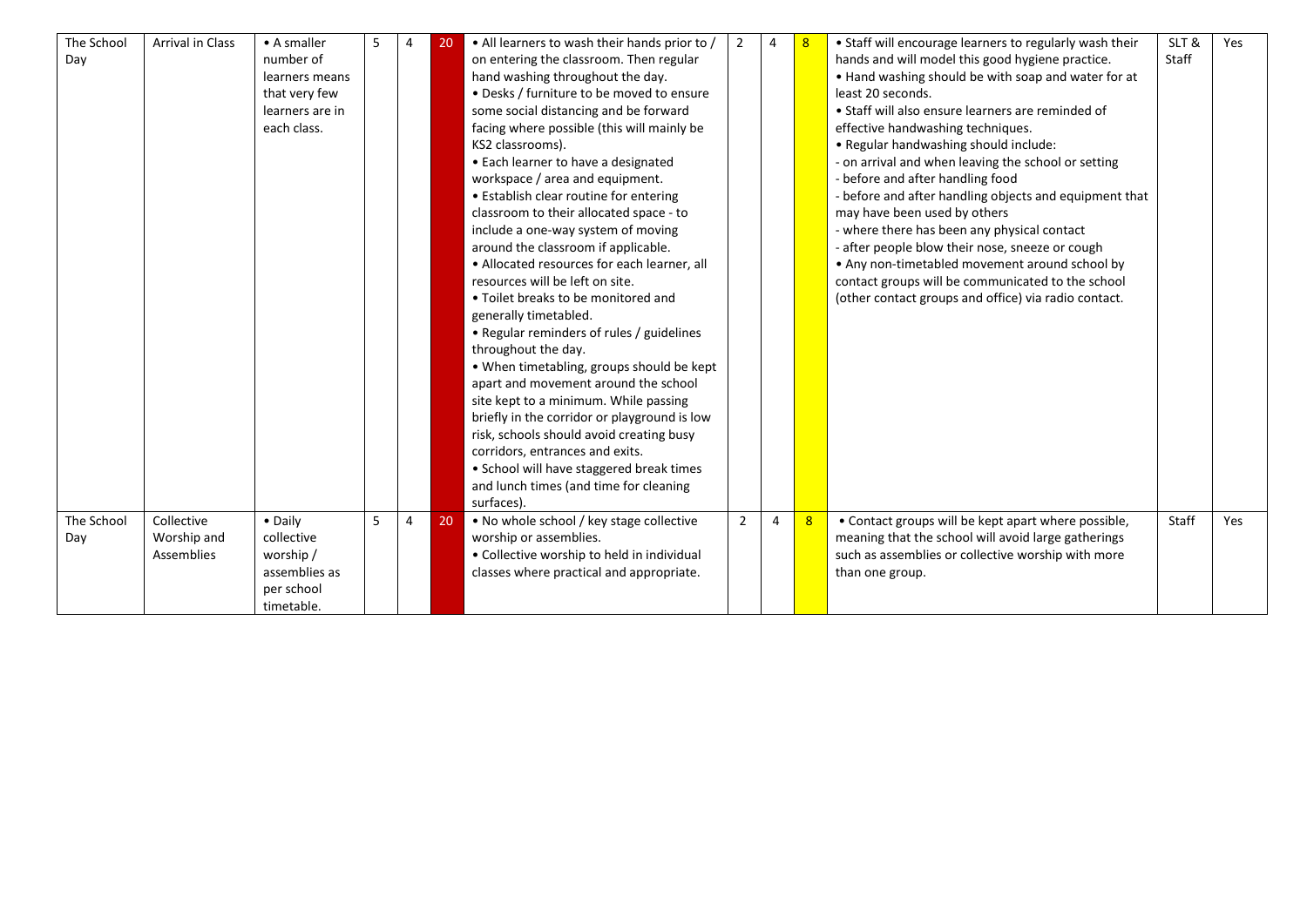| The School Day | Arrival in Class | • A smaller number of learners means that very few learners are in each class. | 5 | 4 | 20 | • All learners to wash their hands prior to / on entering the classroom. Then regular hand washing throughout the day.<br>• Desks / furniture to be moved to ensure some social distancing and be forward facing where possible (this will mainly be KS2 classrooms).<br>• Each learner to have a designated workspace / area and equipment.<br>• Establish clear routine for entering classroom to their allocated space - to include a one-way system of moving around the classroom if applicable.<br>• Allocated resources for each learner, all resources will be left on site.<br>• Toilet breaks to be monitored and generally timetabled.<br>• Regular reminders of rules / guidelines throughout the day.<br>• When timetabling, groups should be kept apart and movement around the school site kept to a minimum. While passing briefly in the corridor or playground is low risk, schools should avoid creating busy corridors, entrances and exits.<br>• School will have staggered break times and lunch times (and time for cleaning surfaces). | 2 | 4 | 8 | • Staff will encourage learners to regularly wash their hands and will model this good hygiene practice.<br>• Hand washing should be with soap and water for at least 20 seconds.<br>• Staff will also ensure learners are reminded of effective handwashing techniques.<br>• Regular handwashing should include:<br>- on arrival and when leaving the school or setting<br>- before and after handling food<br>- before and after handling objects and equipment that may have been used by others<br>- where there has been any physical contact<br>- after people blow their nose, sneeze or cough<br>• Any non-timetabled movement around school by contact groups will be communicated to the school (other contact groups and office) via radio contact. | SLT & Staff | Yes |
|---|---|---|---|---|---|---|---|---|---|---|---|---|
| The School Day | Collective Worship and Assemblies | • Daily collective worship / assemblies as per school timetable. | 5 | 4 | 20 | • No whole school / key stage collective worship or assemblies.<br>• Collective worship to held in individual classes where practical and appropriate. | 2 | 4 | 8 | • Contact groups will be kept apart where possible, meaning that the school will avoid large gatherings such as assemblies or collective worship with more than one group. | Staff | Yes |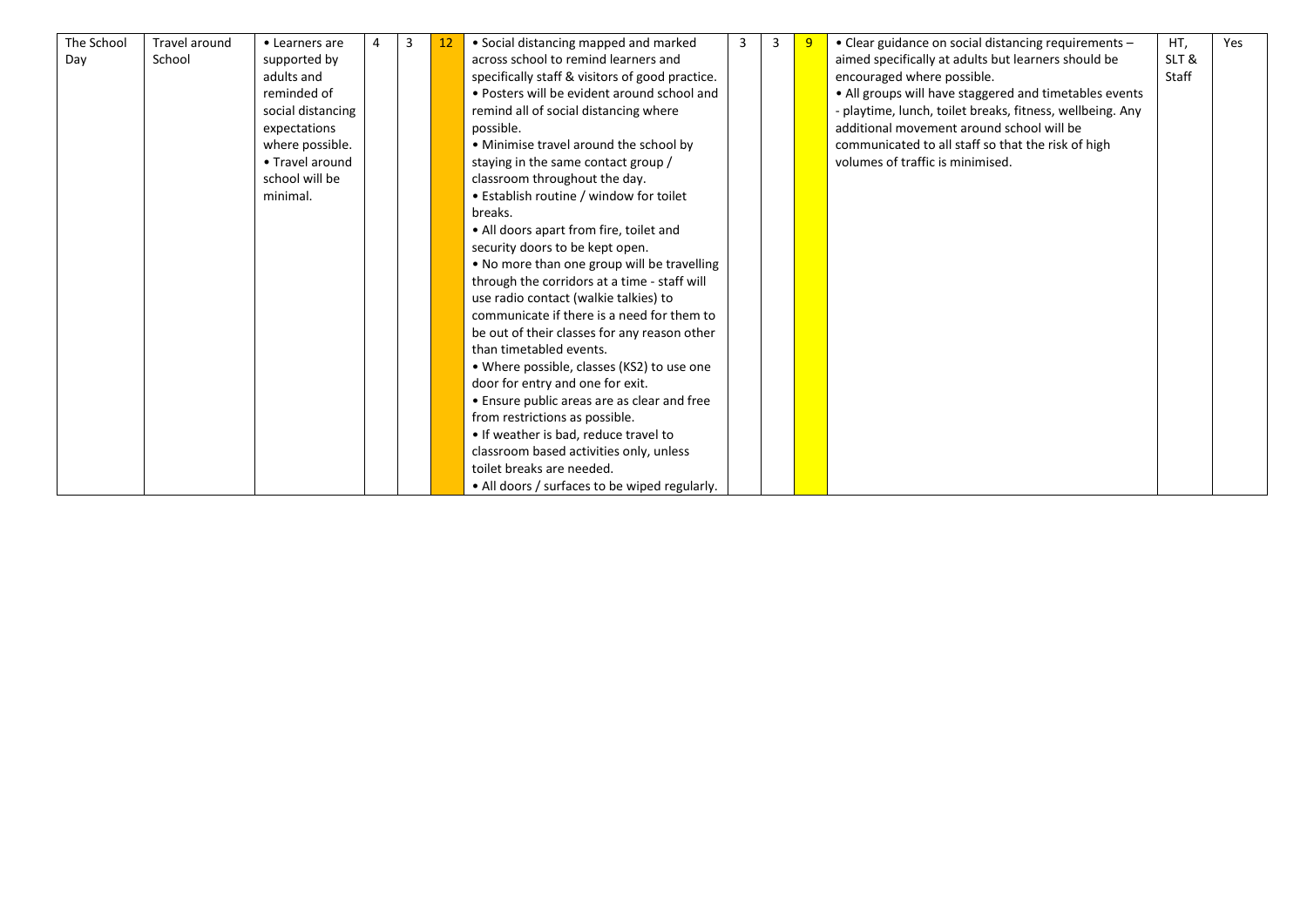| The School Day | Travel around School | • Learners are supported by adults and reminded of social distancing expectations where possible.<br>• Travel around school will be minimal. | 4 | 3 | 12 | • Social distancing mapped and marked across school to remind learners and specifically staff & visitors of good practice.<br>• Posters will be evident around school and remind all of social distancing where possible.<br>• Minimise travel around the school by staying in the same contact group / classroom throughout the day.<br>• Establish routine / window for toilet breaks.<br>• All doors apart from fire, toilet and security doors to be kept open.<br>• No more than one group will be travelling through the corridors at a time - staff will use radio contact (walkie talkies) to communicate if there is a need for them to be out of their classes for any reason other than timetabled events.<br>• Where possible, classes (KS2) to use one door for entry and one for exit.<br>• Ensure public areas are as clear and free from restrictions as possible.<br>• If weather is bad, reduce travel to classroom based activities only, unless toilet breaks are needed.<br>• All doors / surfaces to be wiped regularly. | 3 | 3 | 9 | • Clear guidance on social distancing requirements – aimed specifically at adults but learners should be encouraged where possible.<br>• All groups will have staggered and timetables events - playtime, lunch, toilet breaks, fitness, wellbeing. Any additional movement around school will be communicated to all staff so that the risk of high volumes of traffic is minimised. | HT, SLT & Staff | Yes |
|---|---|---|---|---|---|---|---|---|---|---|---|---|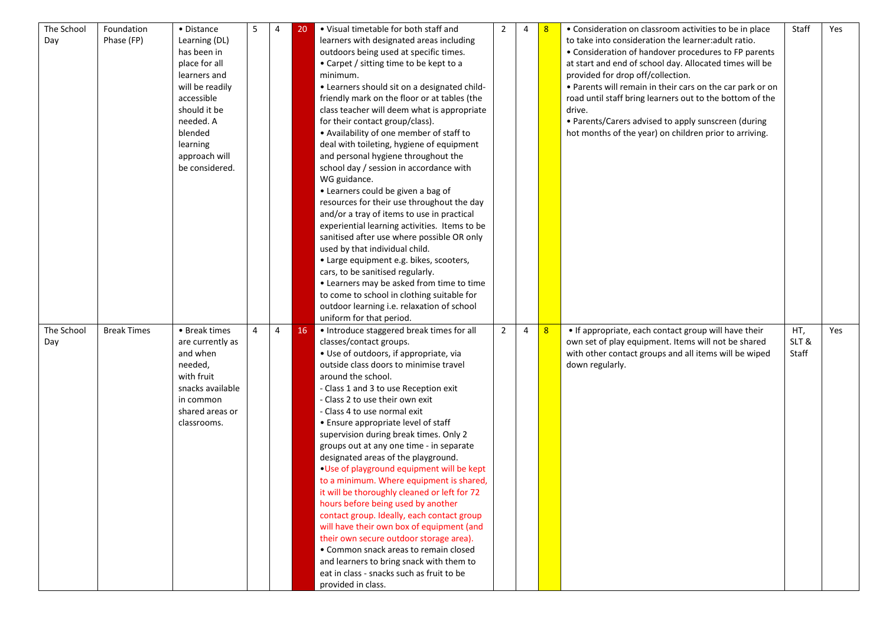| The School Day | Foundation Phase (FP) | • Distance Learning (DL) has been in place for all learners and will be readily accessible should it be needed. A blended learning approach will be considered. | 5 | 4 | 20 | • Visual timetable for both staff and learners with designated areas including outdoors being used at specific times.<br>• Carpet / sitting time to be kept to a minimum.<br>• Learners should sit on a designated child-friendly mark on the floor or at tables (the class teacher will deem what is appropriate for their contact group/class).<br>• Availability of one member of staff to deal with toileting, hygiene of equipment and personal hygiene throughout the school day / session in accordance with WG guidance.<br>• Learners could be given a bag of resources for their use throughout the day and/or a tray of items to use in practical experiential learning activities. Items to be sanitised after use where possible OR only used by that individual child.<br>• Large equipment e.g. bikes, scooters, cars, to be sanitised regularly.<br>• Learners may be asked from time to time to come to school in clothing suitable for outdoor learning i.e. relaxation of school uniform for that period. | 2 | 4 | 8 | • Consideration on classroom activities to be in place to take into consideration the learner:adult ratio.<br>• Consideration of handover procedures to FP parents at start and end of school day. Allocated times will be provided for drop off/collection.<br>• Parents will remain in their cars on the car park or on road until staff bring learners out to the bottom of the drive.<br>• Parents/Carers advised to apply sunscreen (during hot months of the year) on children prior to arriving. | Staff | Yes |
|---|---|---|---|---|---|---|---|---|---|---|---|---|
| The School Day | Break Times | • Break times are currently as and when needed, with fruit snacks available in common shared areas or classrooms. | 4 | 4 | 16 | • Introduce staggered break times for all classes/contact groups.<br>• Use of outdoors, if appropriate, via outside class doors to minimise travel around the school.<br>- Class 1 and 3 to use Reception exit<br>- Class 2 to use their own exit<br>- Class 4 to use normal exit<br>• Ensure appropriate level of staff supervision during break times. Only 2 groups out at any one time - in separate designated areas of the playground.<br>•Use of playground equipment will be kept to a minimum. Where equipment is shared, it will be thoroughly cleaned or left for 72 hours before being used by another contact group. Ideally, each contact group will have their own box of equipment (and their own secure outdoor storage area).<br>• Common snack areas to remain closed and learners to bring snack with them to eat in class - snacks such as fruit to be provided in class. | 2 | 4 | 8 | • If appropriate, each contact group will have their own set of play equipment. Items will not be shared with other contact groups and all items will be wiped down regularly. | HT, SLT & Staff | Yes |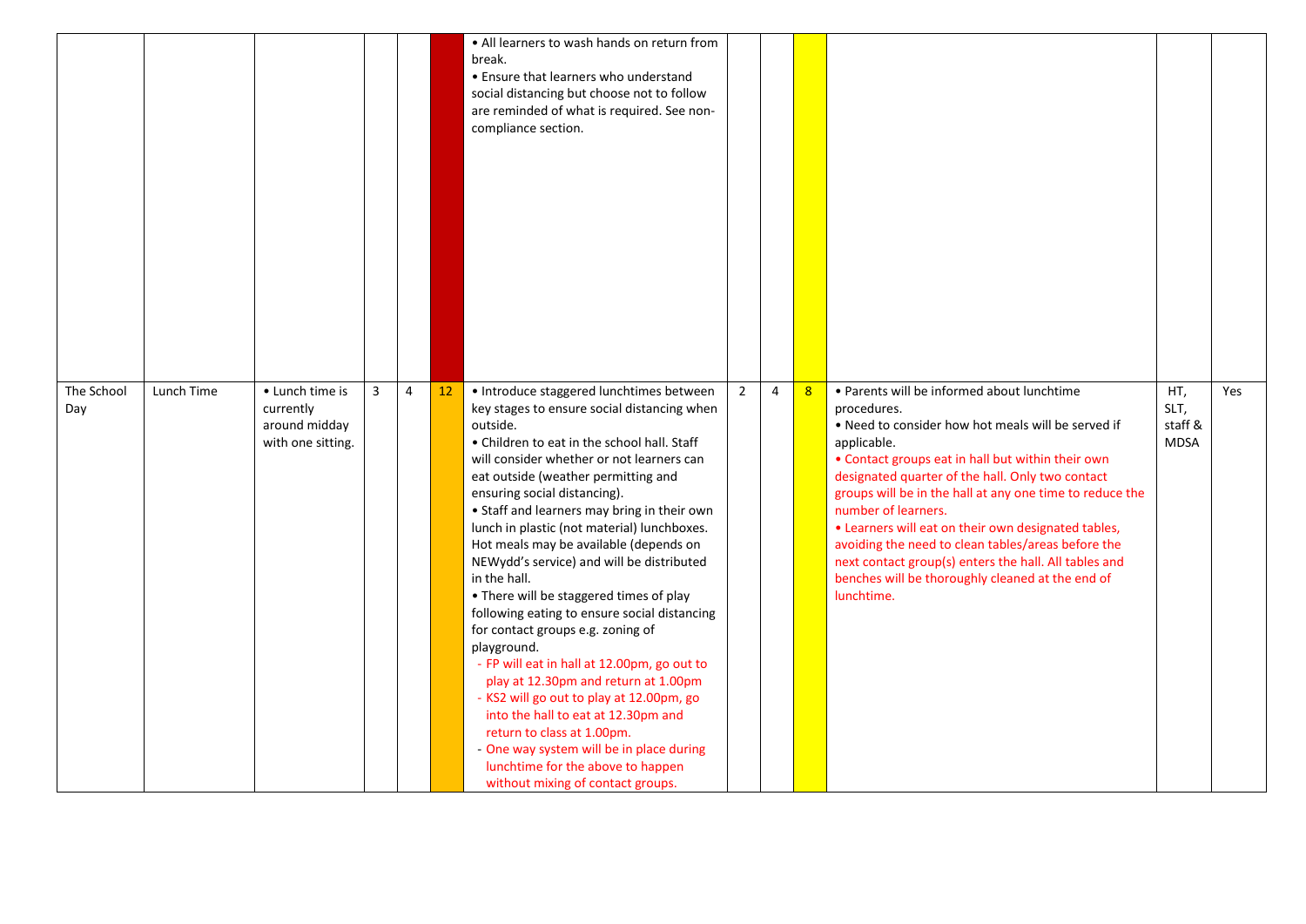| | | | | | | | | | | | | |
|---|---|---|---|---|---|---|---|---|---|---|---|---|
| | | | | | | • All learners to wash hands on return from break.<br>• Ensure that learners who understand social distancing but choose not to follow are reminded of what is required. See non-compliance section. | | | | | | |
| The School Day | Lunch Time | • Lunch time is currently around midday with one sitting. | 3 | 4 | 12 | • Introduce staggered lunchtimes between key stages to ensure social distancing when outside.<br>• Children to eat in the school hall. Staff will consider whether or not learners can eat outside (weather permitting and ensuring social distancing).<br>• Staff and learners may bring in their own lunch in plastic (not material) lunchboxes. Hot meals may be available (depends on NEWydd's service) and will be distributed in the hall.<br>• There will be staggered times of play following eating to ensure social distancing for contact groups e.g. zoning of playground.<br>- FP will eat in hall at 12.00pm, go out to play at 12.30pm and return at 1.00pm<br>- KS2 will go out to play at 12.00pm, go into the hall to eat at 12.30pm and return to class at 1.00pm.<br>- One way system will be in place during lunchtime for the above to happen without mixing of contact groups. | 2 | 4 | 8 | • Parents will be informed about lunchtime procedures.<br>• Need to consider how hot meals will be served if applicable.<br>• Contact groups eat in hall but within their own designated quarter of the hall. Only two contact groups will be in the hall at any one time to reduce the number of learners.<br>• Learners will eat on their own designated tables, avoiding the need to clean tables/areas before the next contact group(s) enters the hall. All tables and benches will be thoroughly cleaned at the end of lunchtime. | HT, SLT, staff & MDSA | Yes |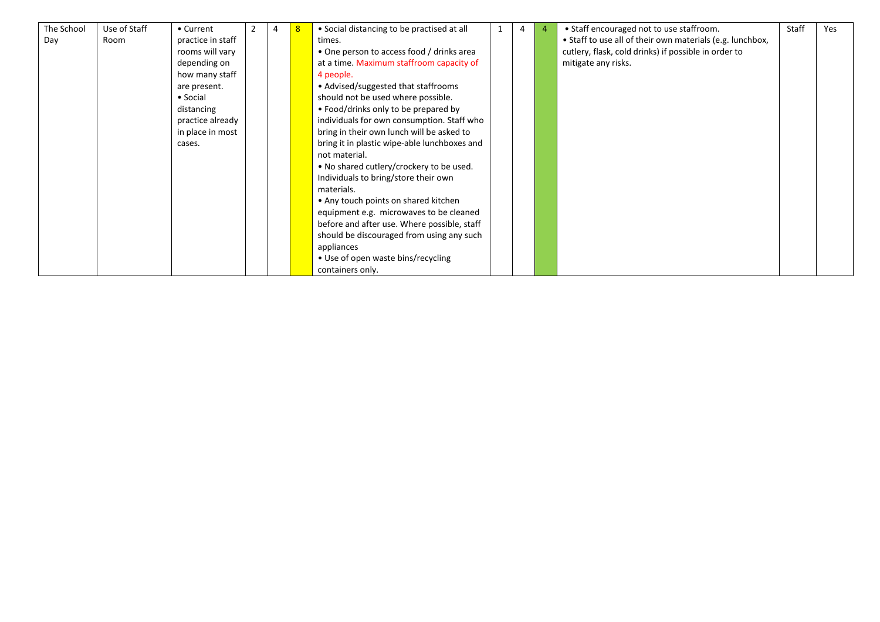| | | | | | | | | | | | | |
|---|---|---|---|---|---|---|---|---|---|---|---|---|
| The School Day | Use of Staff Room | • Current practice in staff rooms will vary depending on how many staff are present.<br>• Social distancing practice already in place in most cases. | 2 | 4 | 8 | • Social distancing to be practised at all times.<br>• One person to access food / drinks area at a time. Maximum staffroom capacity of 4 people.<br>• Advised/suggested that staffrooms should not be used where possible.<br>• Food/drinks only to be prepared by individuals for own consumption. Staff who bring in their own lunch will be asked to bring it in plastic wipe-able lunchboxes and not material.<br>• No shared cutlery/crockery to be used. Individuals to bring/store their own materials.<br>• Any touch points on shared kitchen equipment e.g. microwaves to be cleaned before and after use. Where possible, staff should be discouraged from using any such appliances<br>• Use of open waste bins/recycling containers only. | 1 | 4 | 4 | • Staff encouraged not to use staffroom.<br>• Staff to use all of their own materials (e.g. lunchbox, cutlery, flask, cold drinks) if possible in order to mitigate any risks. | Staff | Yes |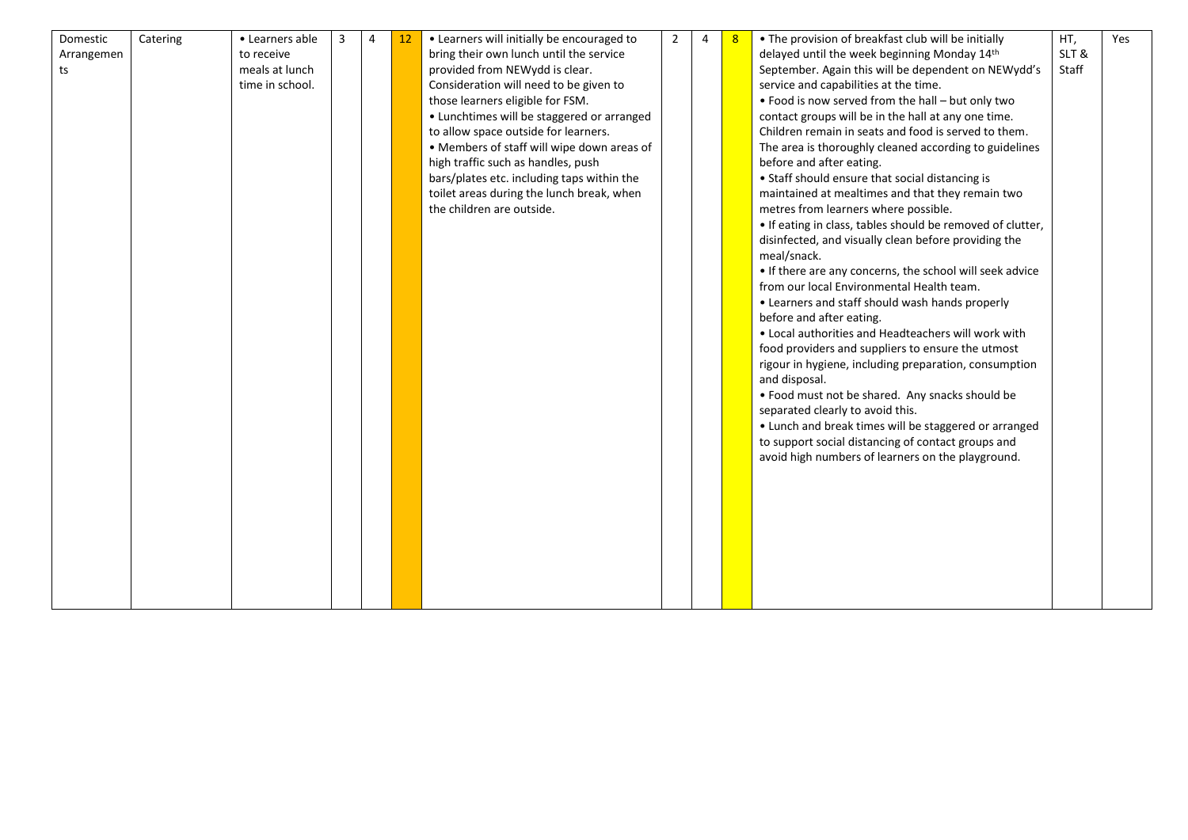| Domestic Arrangements | Catering | • Learners able to receive meals at lunch time in school. | 3 | 4 | 12 | • Learners will initially be encouraged to bring their own lunch until the service provided from NEWydd is clear. Consideration will need to be given to those learners eligible for FSM.<br>• Lunchtimes will be staggered or arranged to allow space outside for learners.<br>• Members of staff will wipe down areas of high traffic such as handles, push bars/plates etc. including taps within the toilet areas during the lunch break, when the children are outside. | 2 | 4 | 8 | • The provision of breakfast club will be initially delayed until the week beginning Monday 14th September. Again this will be dependent on NEWydd's service and capabilities at the time.<br>• Food is now served from the hall – but only two contact groups will be in the hall at any one time. Children remain in seats and food is served to them. The area is thoroughly cleaned according to guidelines before and after eating.<br>• Staff should ensure that social distancing is maintained at mealtimes and that they remain two metres from learners where possible.<br>• If eating in class, tables should be removed of clutter, disinfected, and visually clean before providing the meal/snack.<br>• If there are any concerns, the school will seek advice from our local Environmental Health team.<br>• Learners and staff should wash hands properly before and after eating.<br>• Local authorities and Headteachers will work with food providers and suppliers to ensure the utmost rigour in hygiene, including preparation, consumption and disposal.<br>• Food must not be shared. Any snacks should be separated clearly to avoid this.<br>• Lunch and break times will be staggered or arranged to support social distancing of contact groups and avoid high numbers of learners on the playground. | HT, SLT & Staff | Yes |
|---|---|---|---|---|---|---|---|---|---|---|---|---|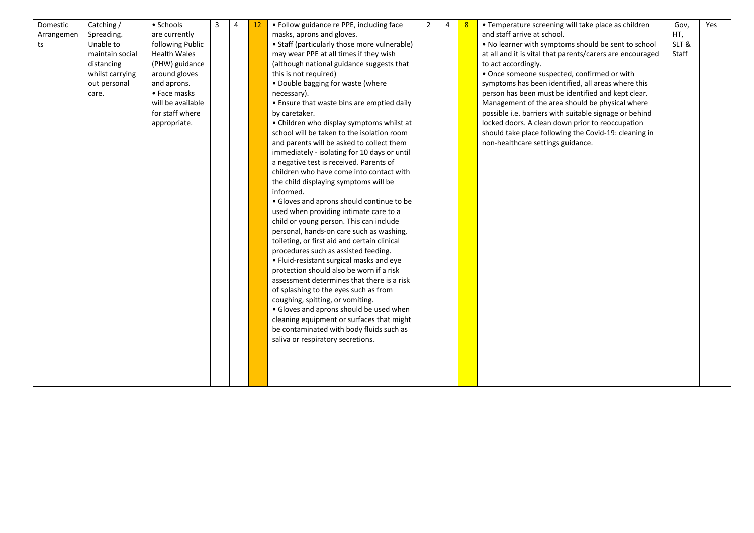| Domestic Arrangements | Catching / Spreading. Unable to maintain social distancing whilst carrying out personal care. | • Schools are currently following Public Health Wales (PHW) guidance around gloves and aprons.<br>• Face masks will be available for staff where appropriate. | 3 | 4 | 12 | • Follow guidance re PPE, including face masks, aprons and gloves.<br>• Staff (particularly those more vulnerable) may wear PPE at all times if they wish (although national guidance suggests that this is not required)<br>• Double bagging for waste (where necessary).<br>• Ensure that waste bins are emptied daily by caretaker.<br>• Children who display symptoms whilst at school will be taken to the isolation room and parents will be asked to collect them immediately - isolating for 10 days or until a negative test is received. Parents of children who have come into contact with the child displaying symptoms will be informed.<br>• Gloves and aprons should continue to be used when providing intimate care to a child or young person. This can include personal, hands-on care such as washing, toileting, or first aid and certain clinical procedures such as assisted feeding.<br>• Fluid-resistant surgical masks and eye protection should also be worn if a risk assessment determines that there is a risk of splashing to the eyes such as from coughing, spitting, or vomiting.<br>• Gloves and aprons should be used when cleaning equipment or surfaces that might be contaminated with body fluids such as saliva or respiratory secretions. | 2 | 4 | 8 | • Temperature screening will take place as children and staff arrive at school.<br>• No learner with symptoms should be sent to school at all and it is vital that parents/carers are encouraged to act accordingly.<br>• Once someone suspected, confirmed or with symptoms has been identified, all areas where this person has been must be identified and kept clear. Management of the area should be physical where possible i.e. barriers with suitable signage or behind locked doors. A clean down prior to reoccupation should take place following the Covid-19: cleaning in non-healthcare settings guidance. | Gov, HT, SLT & Staff | Yes |
|---|---|---|---|---|---|---|---|---|---|---|---|---|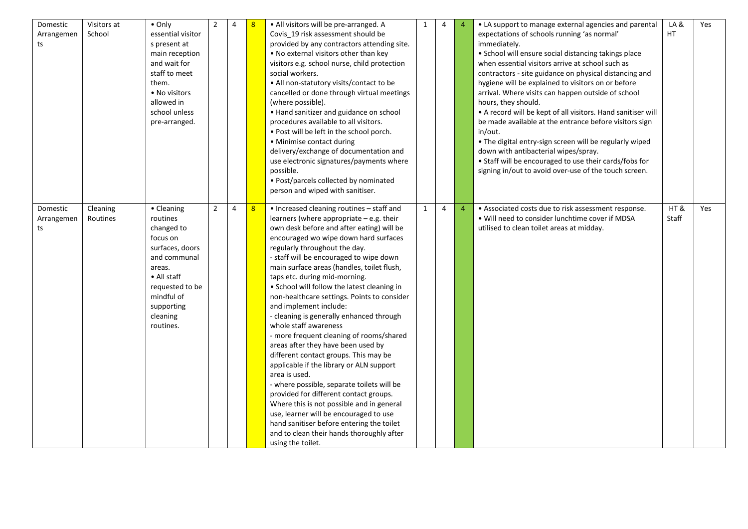| Domestic Arrangements | Visitors at School | • Only essential visitors present at main reception and wait for staff to meet them.<br>• No visitors allowed in school unless pre-arranged. | 2 | 4 | 8 | • All visitors will be pre-arranged. A Covis_19 risk assessment should be provided by any contractors attending site.<br>• No external visitors other than key visitors e.g. school nurse, child protection social workers.<br>• All non-statutory visits/contact to be cancelled or done through virtual meetings (where possible).<br>• Hand sanitizer and guidance on school procedures available to all visitors.<br>• Post will be left in the school porch.<br>• Minimise contact during delivery/exchange of documentation and use electronic signatures/payments where possible.<br>• Post/parcels collected by nominated person and wiped with sanitiser. | 1 | 4 | 4 | • LA support to manage external agencies and parental expectations of schools running 'as normal' immediately.<br>• School will ensure social distancing takings place when essential visitors arrive at school such as contractors - site guidance on physical distancing and hygiene will be explained to visitors on or before arrival. Where visits can happen outside of school hours, they should.<br>• A record will be kept of all visitors. Hand sanitiser will be made available at the entrance before visitors sign in/out.<br>• The digital entry-sign screen will be regularly wiped down with antibacterial wipes/spray.<br>• Staff will be encouraged to use their cards/fobs for signing in/out to avoid over-use of the touch screen. | LA & HT | Yes |
|---|---|---|---|---|---|---|---|---|---|---|---|---|
| Domestic Arrangements | Cleaning Routines | • Cleaning routines changed to focus on surfaces, doors and communal areas.<br>• All staff requested to be mindful of supporting cleaning routines. | 2 | 4 | 8 | • Increased cleaning routines – staff and learners (where appropriate – e.g. their own desk before and after eating) will be encouraged wo wipe down hard surfaces regularly throughout the day.<br>- staff will be encouraged to wipe down main surface areas (handles, toilet flush, taps etc. during mid-morning.<br>• School will follow the latest cleaning in non-healthcare settings. Points to consider and implement include:<br>- cleaning is generally enhanced through whole staff awareness<br>- more frequent cleaning of rooms/shared areas after they have been used by different contact groups. This may be applicable if the library or ALN support area is used.<br>- where possible, separate toilets will be provided for different contact groups. Where this is not possible and in general use, learner will be encouraged to use hand sanitiser before entering the toilet and to clean their hands thoroughly after using the toilet. | 1 | 4 | 4 | • Associated costs due to risk assessment response.<br>• Will need to consider lunchtime cover if MDSA utilised to clean toilet areas at midday. | HT & Staff | Yes |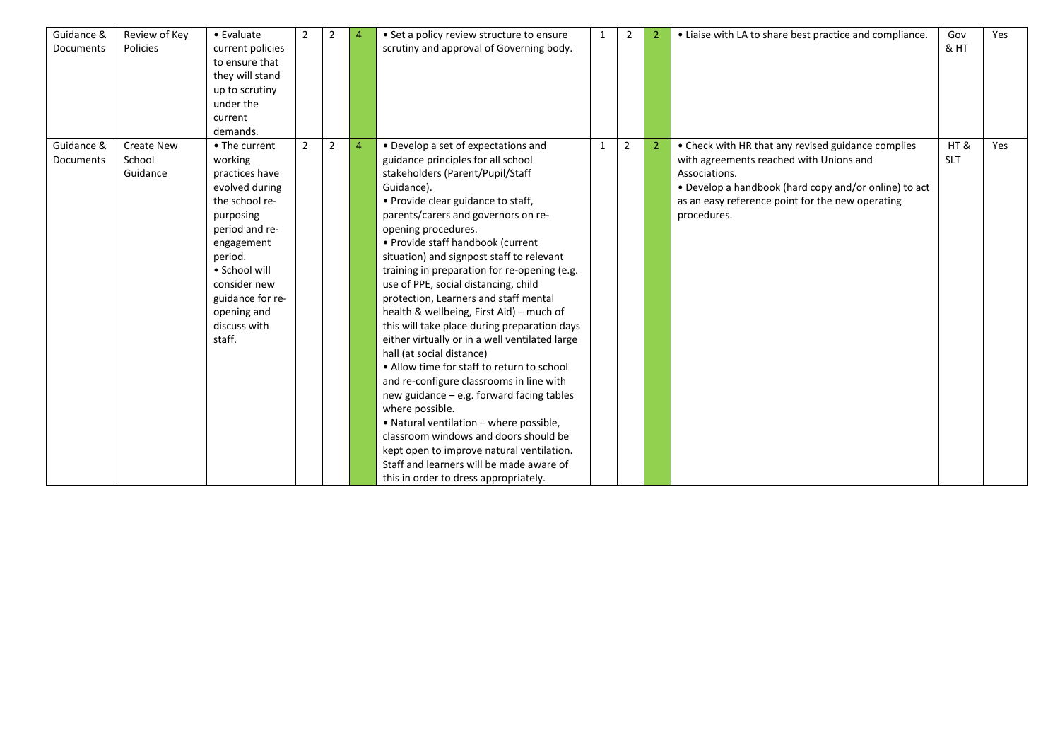| Guidance & Documents | Review of Key Policies | • Evaluate current policies to ensure that they will stand up to scrutiny under the current demands. | 2 | 2 | 4 | • Set a policy review structure to ensure scrutiny and approval of Governing body. | 1 | 2 | 2 | • Liaise with LA to share best practice and compliance. | Gov & HT | Yes |
|---|---|---|---|---|---|---|---|---|---|---|---|---|
| Guidance & Documents | Create New School Guidance | • The current working practices have evolved during the school re-purposing period and re-engagement period.<br>• School will consider new guidance for re-opening and discuss with staff. | 2 | 2 | 4 | • Develop a set of expectations and guidance principles for all school stakeholders (Parent/Pupil/Staff Guidance).<br>• Provide clear guidance to staff, parents/carers and governors on re-opening procedures.<br>• Provide staff handbook (current situation) and signpost staff to relevant training in preparation for re-opening (e.g. use of PPE, social distancing, child protection, Learners and staff mental health & wellbeing, First Aid) – much of this will take place during preparation days either virtually or in a well ventilated large hall (at social distance)<br>• Allow time for staff to return to school and re-configure classrooms in line with new guidance – e.g. forward facing tables where possible.<br>• Natural ventilation – where possible, classroom windows and doors should be kept open to improve natural ventilation. Staff and learners will be made aware of this in order to dress appropriately. | 1 | 2 | 2 | • Check with HR that any revised guidance complies with agreements reached with Unions and Associations.<br>• Develop a handbook (hard copy and/or online) to act as an easy reference point for the new operating procedures. | HT & SLT | Yes |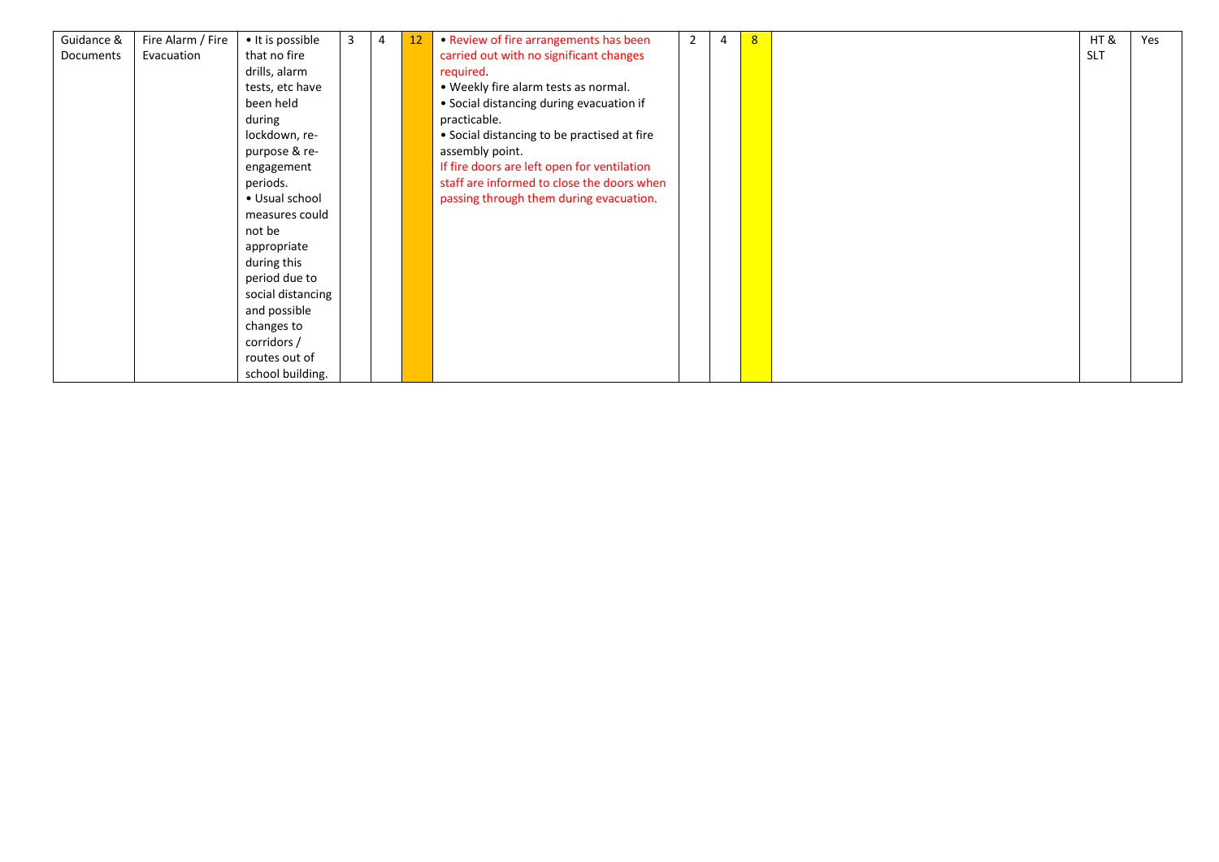| Guidance & Documents | Fire Alarm / Fire Evacuation | • It is possible that no fire drills, alarm tests, etc have been held during lockdown, re-purpose & re-engagement periods.<br>• Usual school measures could not be appropriate during this period due to social distancing and possible changes to corridors / routes out of school building. | 3 | 4 | 12 | • Review of fire arrangements has been carried out with no significant changes required.<br>• Weekly fire alarm tests as normal.<br>• Social distancing during evacuation if practicable.<br>• Social distancing to be practised at fire assembly point.<br>If fire doors are left open for ventilation staff are informed to close the doors when passing through them during evacuation. | 2 | 4 | 8 | | HT & SLT | Yes |
|---|---|---|---|---|---|---|---|---|---|---|---|---|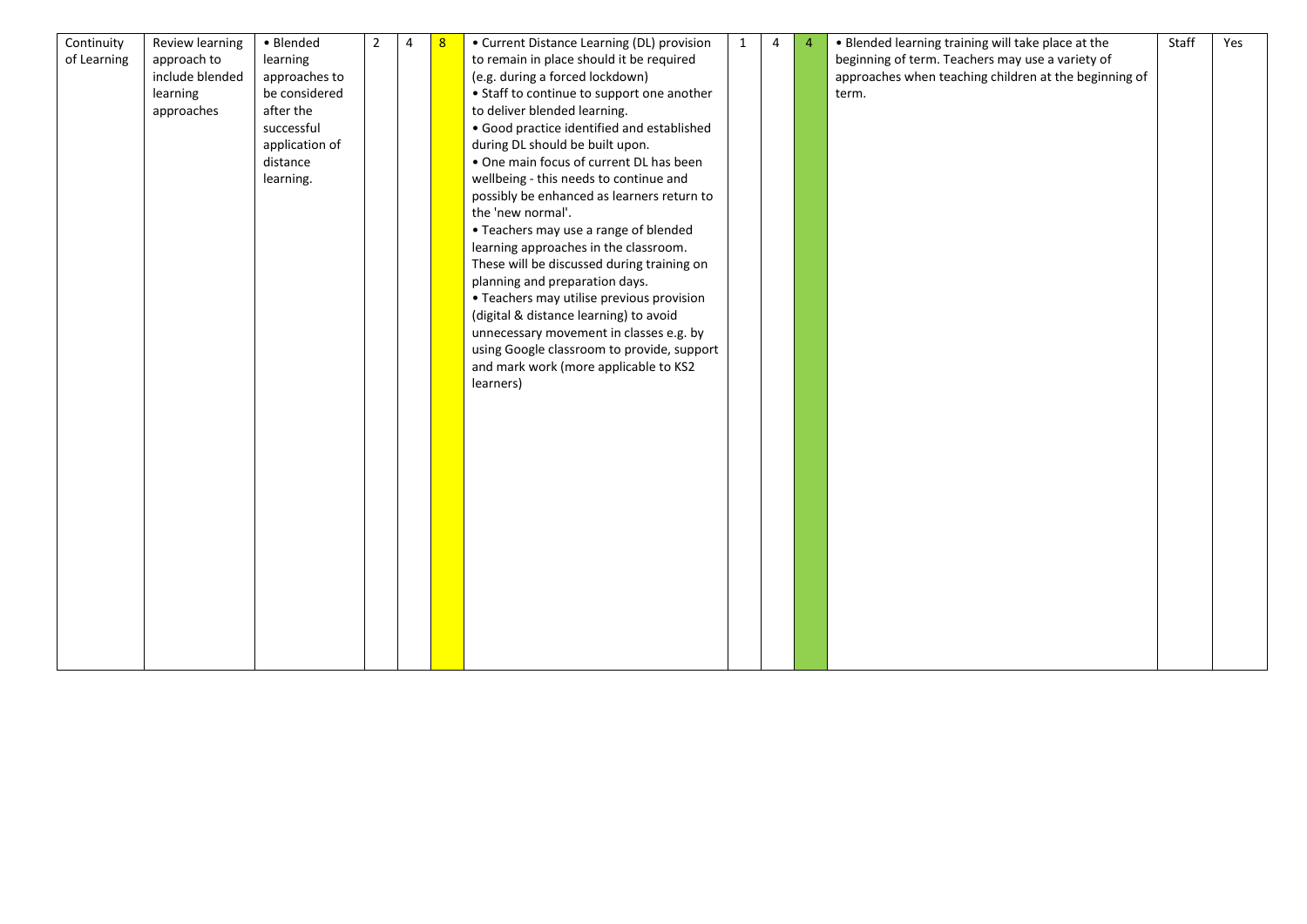| | | | | | | | | | | | |
|---|---|---|---|---|---|---|---|---|---|---|---|
| Continuity of Learning | Review learning approach to include blended learning approaches | • Blended learning approaches to be considered after the successful application of distance learning. | 2 | 4 | 8 | • Current Distance Learning (DL) provision to remain in place should it be required (e.g. during a forced lockdown)<br>• Staff to continue to support one another to deliver blended learning.<br>• Good practice identified and established during DL should be built upon.<br>• One main focus of current DL has been wellbeing - this needs to continue and possibly be enhanced as learners return to the 'new normal'.<br>• Teachers may use a range of blended learning approaches in the classroom. These will be discussed during training on planning and preparation days.<br>• Teachers may utilise previous provision (digital & distance learning) to avoid unnecessary movement in classes e.g. by using Google classroom to provide, support and mark work (more applicable to KS2 learners) | 1 | 4 | 4 | • Blended learning training will take place at the beginning of term. Teachers may use a variety of approaches when teaching children at the beginning of term. | Staff | Yes |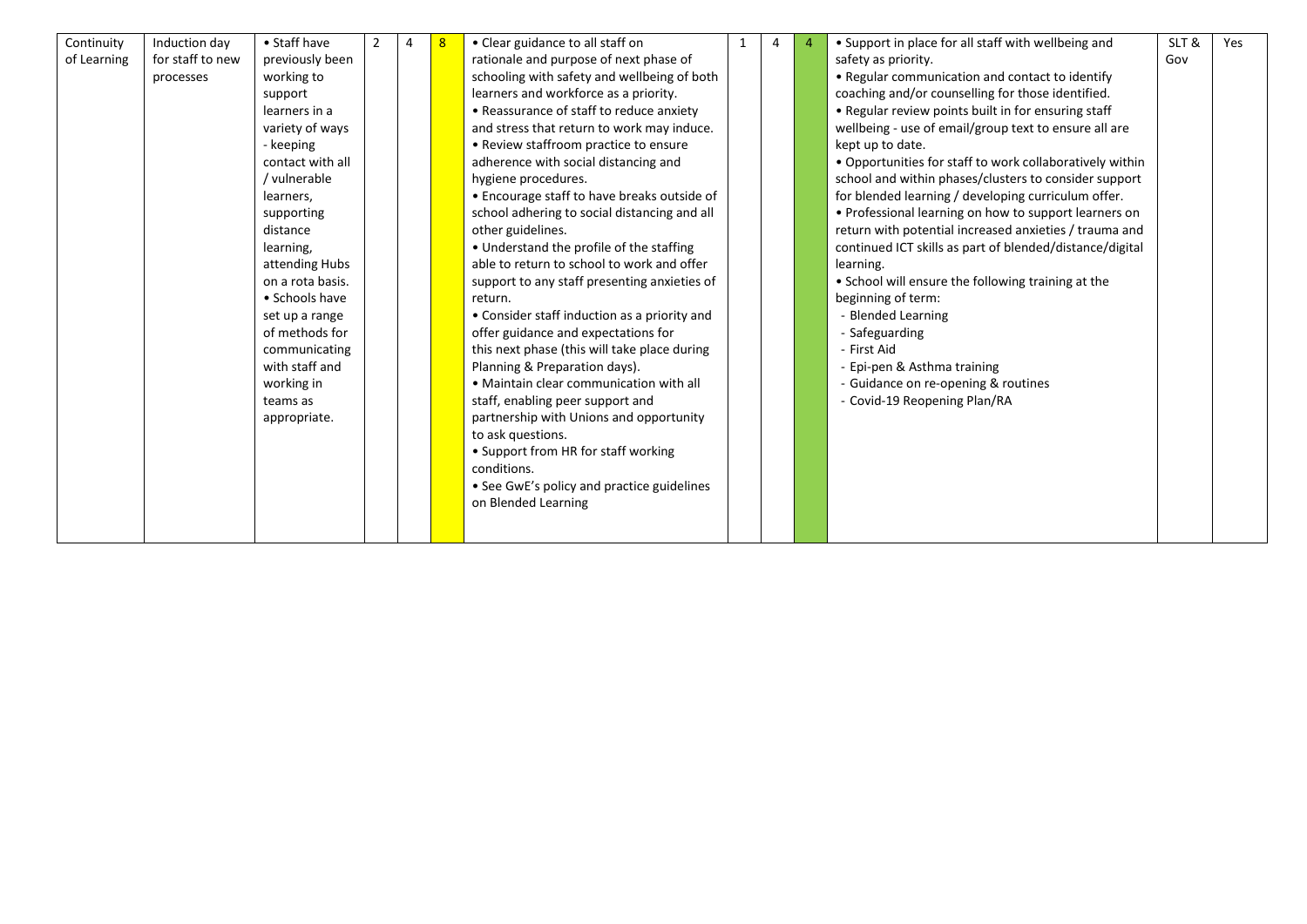| Continuity of Learning | Induction day for staff to new processes | • Staff have previously been working to support learners in a variety of ways - keeping contact with all / vulnerable learners, supporting distance learning, attending Hubs on a rota basis.<br>• Schools have set up a range of methods for communicating with staff and working in teams as appropriate. | 2 | 4 | 8 | • Clear guidance to all staff on rationale and purpose of next phase of schooling with safety and wellbeing of both learners and workforce as a priority.<br>• Reassurance of staff to reduce anxiety and stress that return to work may induce.<br>• Review staffroom practice to ensure adherence with social distancing and hygiene procedures.<br>• Encourage staff to have breaks outside of school adhering to social distancing and all other guidelines.<br>• Understand the profile of the staffing able to return to school to work and offer support to any staff presenting anxieties of return.<br>• Consider staff induction as a priority and offer guidance and expectations for this next phase (this will take place during Planning & Preparation days).<br>• Maintain clear communication with all staff, enabling peer support and partnership with Unions and opportunity to ask questions.<br>• Support from HR for staff working conditions.<br>• See GwE's policy and practice guidelines on Blended Learning | 1 | 4 | 4 | • Support in place for all staff with wellbeing and safety as priority.<br>• Regular communication and contact to identify coaching and/or counselling for those identified.<br>• Regular review points built in for ensuring staff wellbeing - use of email/group text to ensure all are kept up to date.<br>• Opportunities for staff to work collaboratively within school and within phases/clusters to consider support for blended learning / developing curriculum offer.<br>• Professional learning on how to support learners on return with potential increased anxieties / trauma and continued ICT skills as part of blended/distance/digital learning.<br>• School will ensure the following training at the beginning of term:<br>- Blended Learning<br>- Safeguarding<br>- First Aid<br>- Epi-pen & Asthma training<br>- Guidance on re-opening & routines<br>- Covid-19 Reopening Plan/RA | SLT & Gov | Yes |
|---|---|---|---|---|---|---|---|---|---|---|---|---|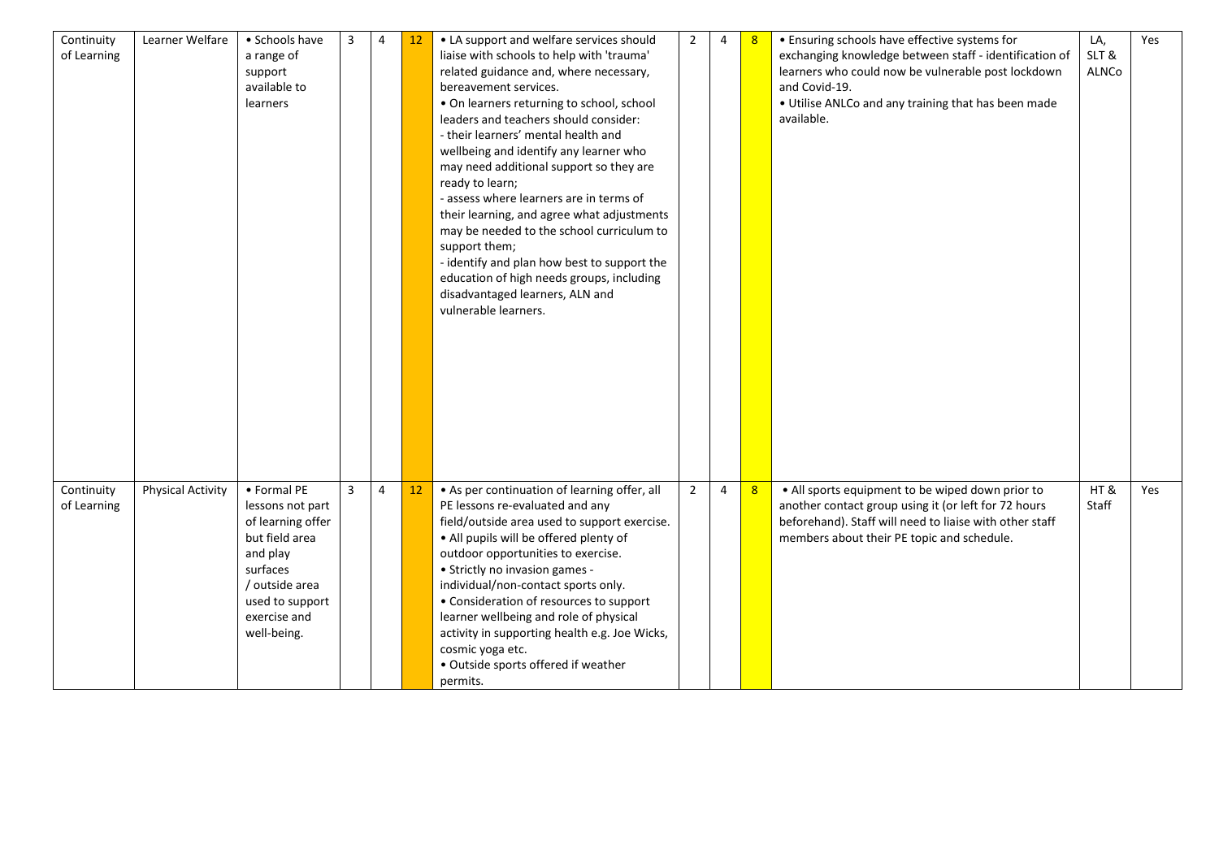| Continuity of Learning | Learner Welfare | • Schools have a range of support available to learners | 3 | 4 | 12 | • LA support and welfare services should liaise with schools to help with 'trauma' related guidance and, where necessary, bereavement services.<br>• On learners returning to school, school leaders and teachers should consider:<br>- their learners' mental health and wellbeing and identify any learner who may need additional support so they are ready to learn;<br>- assess where learners are in terms of their learning, and agree what adjustments may be needed to the school curriculum to support them;<br>- identify and plan how best to support the education of high needs groups, including disadvantaged learners, ALN and vulnerable learners. | 2 | 4 | 8 | • Ensuring schools have effective systems for exchanging knowledge between staff - identification of learners who could now be vulnerable post lockdown and Covid-19.<br>• Utilise ANLCo and any training that has been made available. | LA, SLT & ALNCo | Yes |
|---|---|---|---|---|---|---|---|---|---|---|---|---|
| Continuity of Learning | Physical Activity | • Formal PE lessons not part of learning offer but field area and play surfaces / outside area used to support exercise and well-being. | 3 | 4 | 12 | • As per continuation of learning offer, all PE lessons re-evaluated and any field/outside area used to support exercise.<br>• All pupils will be offered plenty of outdoor opportunities to exercise.<br>• Strictly no invasion games - individual/non-contact sports only.<br>• Consideration of resources to support learner wellbeing and role of physical activity in supporting health e.g. Joe Wicks, cosmic yoga etc.<br>• Outside sports offered if weather permits. | 2 | 4 | 8 | • All sports equipment to be wiped down prior to another contact group using it (or left for 72 hours beforehand). Staff will need to liaise with other staff members about their PE topic and schedule. | HT & Staff | Yes |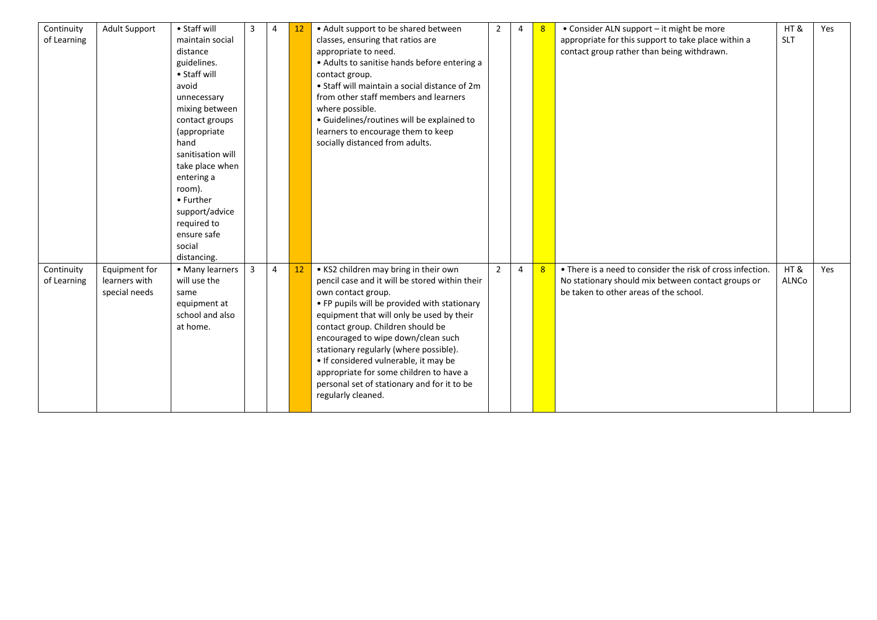| Continuity of Learning | Adult Support | • Staff will maintain social distance guidelines.<br>• Staff will avoid unnecessary mixing between contact groups (appropriate hand sanitisation will take place when entering a room).<br>• Further support/advice required to ensure safe social distancing. | 3 | 4 | 12 | • Adult support to be shared between classes, ensuring that ratios are appropriate to need.<br>• Adults to sanitise hands before entering a contact group.<br>• Staff will maintain a social distance of 2m from other staff members and learners where possible.<br>• Guidelines/routines will be explained to learners to encourage them to keep socially distanced from adults. | 2 | 4 | 8 | • Consider ALN support – it might be more appropriate for this support to take place within a contact group rather than being withdrawn. | HT & SLT | Yes |
|---|---|---|---|---|---|---|---|---|---|---|---|---|
| Continuity of Learning | Equipment for learners with special needs | • Many learners will use the same equipment at school and also at home. | 3 | 4 | 12 | • KS2 children may bring in their own pencil case and it will be stored within their own contact group.<br>• FP pupils will be provided with stationary equipment that will only be used by their contact group. Children should be encouraged to wipe down/clean such stationary regularly (where possible).<br>• If considered vulnerable, it may be appropriate for some children to have a personal set of stationary and for it to be regularly cleaned. | 2 | 4 | 8 | • There is a need to consider the risk of cross infection. No stationary should mix between contact groups or be taken to other areas of the school. | HT & ALNCo | Yes |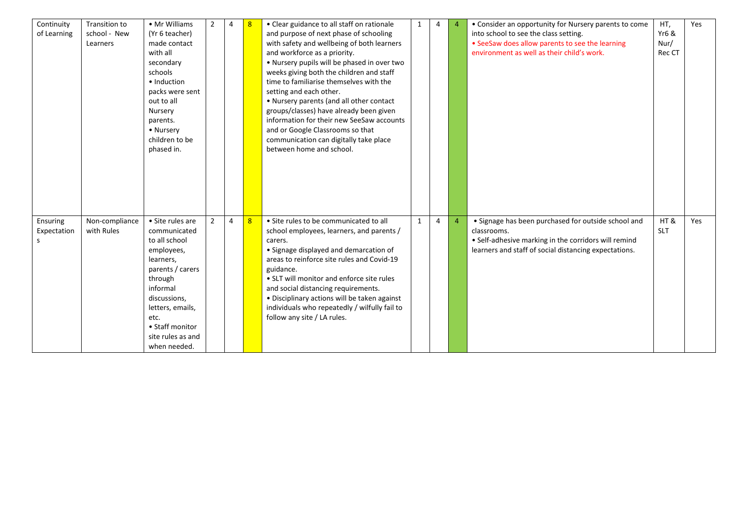| Continuity of Learning | Transition to school - New Learners | • Mr Williams (Yr 6 teacher) made contact with all secondary schools<br>• Induction packs were sent out to all Nursery parents.<br>• Nursery children to be phased in. | 2 | 4 | 8 | • Clear guidance to all staff on rationale and purpose of next phase of schooling with safety and wellbeing of both learners and workforce as a priority.<br>• Nursery pupils will be phased in over two weeks giving both the children and staff time to familiarise themselves with the setting and each other.<br>• Nursery parents (and all other contact groups/classes) have already been given information for their new SeeSaw accounts and or Google Classrooms so that communication can digitally take place between home and school. | 1 | 4 | 4 | • Consider an opportunity for Nursery parents to come into school to see the class setting.<br>• SeeSaw does allow parents to see the learning environment as well as their child's work. | HT, Yr6 & Nur/ Rec CT | Yes |
|---|---|---|---|---|---|---|---|---|---|---|---|---|
| Ensuring Expectations | Non-compliance with Rules | • Site rules are communicated to all school employees, learners, parents / carers through informal discussions, letters, emails, etc.<br>• Staff monitor site rules as and when needed. | 2 | 4 | 8 | • Site rules to be communicated to all school employees, learners, and parents / carers.<br>• Signage displayed and demarcation of areas to reinforce site rules and Covid-19 guidance.<br>• SLT will monitor and enforce site rules and social distancing requirements.<br>• Disciplinary actions will be taken against individuals who repeatedly / wilfully fail to follow any site / LA rules. | 1 | 4 | 4 | • Signage has been purchased for outside school and classrooms.<br>• Self-adhesive marking in the corridors will remind learners and staff of social distancing expectations. | HT & SLT | Yes |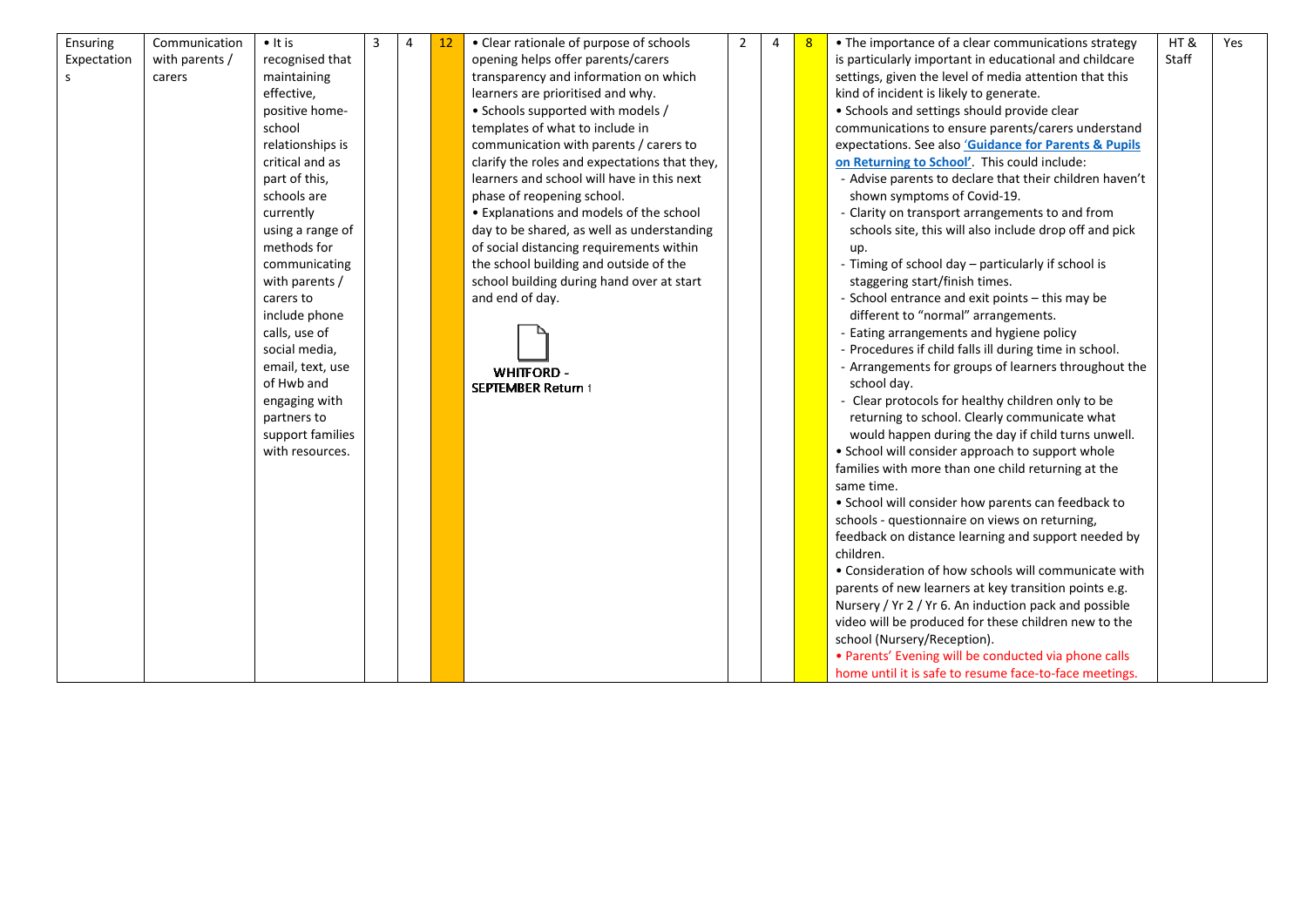| | | | | | | | | | | | | |
|---|---|---|---|---|---|---|---|---|---|---|---|---|
| Ensuring Expectations | Communication with parents / carers | • It is recognised that maintaining effective, positive home-school relationships is critical and as part of this, schools are currently using a range of methods for communicating with parents / carers to include phone calls, use of social media, email, text, use of Hwb and engaging with partners to support families with resources. | 3 | 4 | 12 | • Clear rationale of purpose of schools opening helps offer parents/carers transparency and information on which learners are prioritised and why.<br>• Schools supported with models / templates of what to include in communication with parents / carers to clarify the roles and expectations that they, learners and school will have in this next phase of reopening school.<br>• Explanations and models of the school day to be shared, as well as understanding of social distancing requirements within the school building and outside of the school building during hand over at start and end of day.<br><br>WHITFORD - SEPTEMBER Return 1 | 2 | 4 | 8 | • The importance of a clear communications strategy is particularly important in educational and childcare settings, given the level of media attention that this kind of incident is likely to generate.<br>• Schools and settings should provide clear communications to ensure parents/carers understand expectations. See also **'Guidance for Parents & Pupils on Returning to School'**. This could include:<br>- Advise parents to declare that their children haven't shown symptoms of Covid-19.<br>- Clarity on transport arrangements to and from schools site, this will also include drop off and pick up.<br>- Timing of school day – particularly if school is staggering start/finish times.<br>- School entrance and exit points – this may be different to "normal" arrangements.<br>- Eating arrangements and hygiene policy<br>- Procedures if child falls ill during time in school.<br>- Arrangements for groups of learners throughout the school day.<br>- Clear protocols for healthy children only to be returning to school. Clearly communicate what would happen during the day if child turns unwell.<br>• School will consider approach to support whole families with more than one child returning at the same time.<br>• School will consider how parents can feedback to schools - questionnaire on views on returning, feedback on distance learning and support needed by children.<br>• Consideration of how schools will communicate with parents of new learners at key transition points e.g. Nursery / Yr 2 / Yr 6. An induction pack and possible video will be produced for these children new to the school (Nursery/Reception).<br>• Parents' Evening will be conducted via phone calls home until it is safe to resume face-to-face meetings. | HT & Staff | Yes |